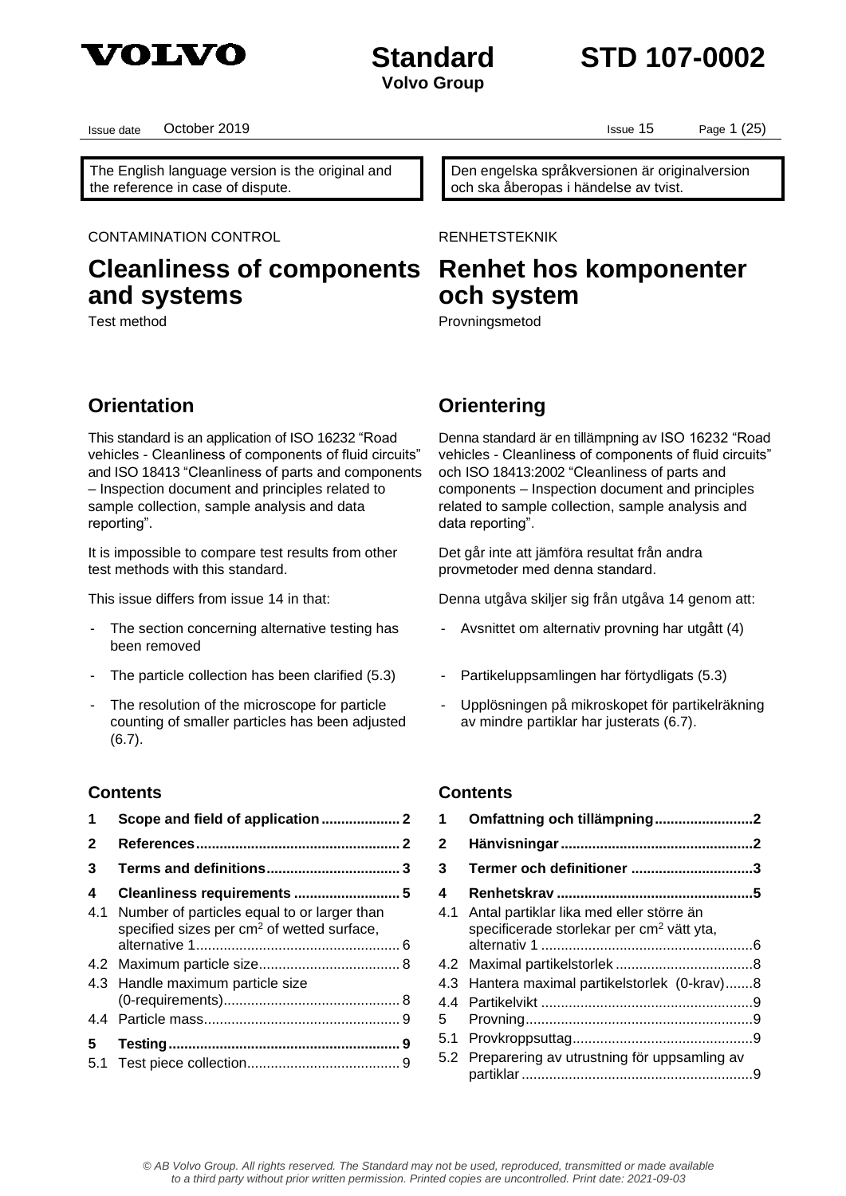# VOLVO

**Standard** **STD 107-0002**

**Volvo Group**

Issue date October 2019 Issue 15

The English language version is the original and the reference in case of dispute.

Den engelska språkversionen är originalversion och ska åberopas i händelse av tvist.

CONTAMINATION CONTROL

# Cleanliness of components and systems

Test method

RENHETSTEKNIK

# Renhet hos komponenter och system

Provningsmetod

## Orientation

This standard is an application of ISO 16232 "Road vehicles - Cleanliness of components of fluid circuits" and ISO 18413 "Cleanliness of parts and components – Inspection document and principles related to sample collection, sample analysis and data reporting".

It is impossible to compare test results from other test methods with this standard.

This issue differs from issue 14 in that:

- The section concerning alternative testing has been removed
- The particle collection has been clarified (5.3)
- The resolution of the microscope for particle counting of smaller particles has been adjusted (6.7).

## Orientering

Denna standard är en tillämpning av ISO 16232 "Road vehicles - Cleanliness of components of fluid circuits" och ISO 18413:2002 "Cleanliness of parts and components – Inspection document and principles related to sample collection, sample analysis and data reporting".

Det går inte att jämföra resultat från andra provmetoder med denna standard.

Denna utgåva skiljer sig från utgåva 14 genom att:

- Avsnittet om alternativ provning har utgått (4)
- Partikeluppsamlingen har förtydligats (5.3)
- Upplösningen på mikroskopet för partikelräkning av mindre partiklar har justerats (6.7).

### Contents

**1 Scope and field of application .................... 2**

**2 References .................................................... 2**

**3 Terms and definitions .................................. 3**

**4 Cleanliness requirements ........................... 5**

4.1 Number of particles equal to or larger than specified sizes per cm² of wetted surface, alternative 1 .................................................... 6

4.2 Maximum particle size .................................... 8

4.3 Handle maximum particle size (0-requirements) ............................................ 8

4.4 Particle mass .................................................. 9

**5 Testing ........................................................... 9**

5.1 Test piece collection ....................................... 9

### Contents

**1 Omfattning och tillämpning ......................... 2**

**2 Hänvisningar ................................................. 2**

**3 Termer och definitioner ............................... 3**

**4 Renhetskrav .................................................. 5**

4.1 Antal partiklar lika med eller större än specificerade storlekar per cm² vätt yta, alternativ 1 ...................................................... 6

4.2 Maximal partikelstorlek ................................... 8

4.3 Hantera maximal partikelstorlek (0-krav) ....... 8

4.4 Partikelvikt ...................................................... 9

5 Provning .......................................................... 9

5.1 Provkroppsuttag .............................................. 9

5.2 Preparering av utrustning för uppsamling av partiklar ........................................................... 9

*© AB Volvo Group. All rights reserved. The Standard may not be used, reproduced, transmitted or made available to a third party without prior written permission. Printed copies are uncontrolled. Print date: 2021-09-03*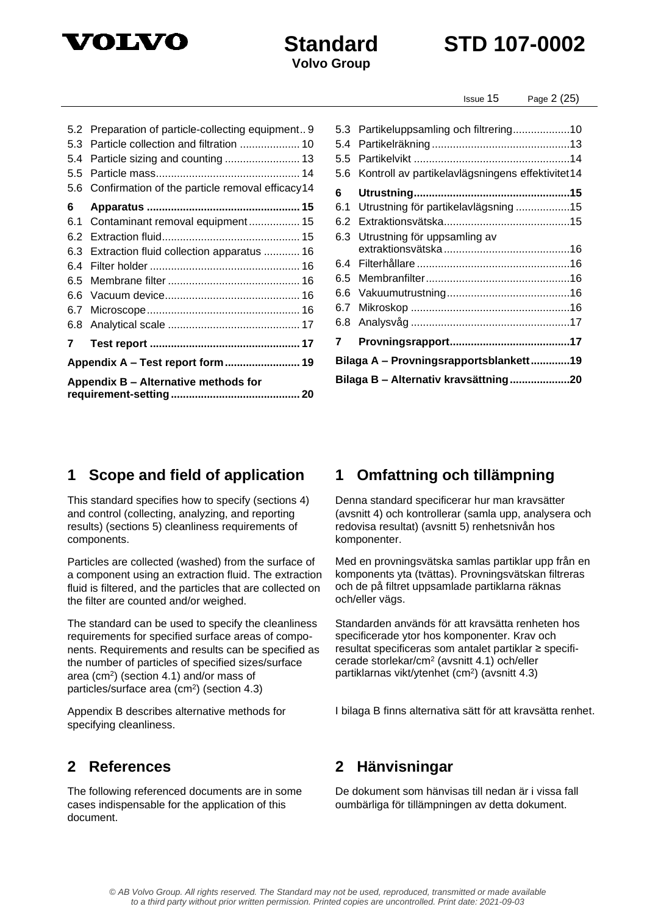5.2 Preparation of particle-collecting equipment .. 9
5.3 Particle collection and filtration .................... 10
5.4 Particle sizing and counting ......................... 13
5.5 Particle mass................................................ 14
5.6 Confirmation of the particle removal efficacy 14

**6 Apparatus ................................................... 15**
6.1 Contaminant removal equipment ................. 15
6.2 Extraction fluid.............................................. 15
6.3 Extraction fluid collection apparatus ............ 16
6.4 Filter holder .................................................. 16
6.5 Membrane filter ............................................ 16
6.6 Vacuum device............................................. 16
6.7 Microscope................................................... 16
6.8 Analytical scale ............................................ 17

**7 Test report .................................................. 17**

**Appendix A – Test report form ......................... 19**

**Appendix B – Alternative methods for requirement-setting ........................................... 20**

5.3 Partikeluppsamling och filtrering...................10
5.4 Partikelräkning .............................................13
5.5 Partikelvikt ....................................................14
5.6 Kontroll av partikelavlägsningens effektivitet 14

**6 Utrustning....................................................15**
6.1 Utrustning för partikelavlägsning ..................15
6.2 Extraktionsvätska..........................................15
6.3 Utrustning för uppsamling av extraktionsvätska ..........................................16
6.4 Filterhållare ...................................................16
6.5 Membranfilter................................................16
6.6 Vakuumutrustning.........................................16
6.7 Mikroskop .....................................................16
6.8 Analysvåg .....................................................17

**7 Provningsrapport........................................17**

**Bilaga A – Provningsrapportsblankett.............19**

**Bilaga B – Alternativ kravsättning....................20**

## 1 Scope and field of application

This standard specifies how to specify (sections 4) and control (collecting, analyzing, and reporting results) (sections 5) cleanliness requirements of components.

Particles are collected (washed) from the surface of a component using an extraction fluid. The extraction fluid is filtered, and the particles that are collected on the filter are counted and/or weighed.

The standard can be used to specify the cleanliness requirements for specified surface areas of components. Requirements and results can be specified as the number of particles of specified sizes/surface area ($cm^2$) (section 4.1) and/or mass of particles/surface area ($cm^2$) (section 4.3)

Appendix B describes alternative methods for specifying cleanliness.

## 1 Omfattning och tillämpning

Denna standard specificerar hur man kravsätter (avsnitt 4) och kontrollerar (samla upp, analysera och redovisa resultat) (avsnitt 5) renhetsnivån hos komponenter.

Med en provningsvätska samlas partiklar upp från en komponents yta (tvättas). Provningsvätskan filtreras och de på filtret uppsamlade partiklarna räknas och/eller vägs.

Standarden används för att kravsätta renheten hos specificerade ytor hos komponenter. Krav och resultat specificeras som antalet partiklar ≥ specificerade storlekar/$cm^2$ (avsnitt 4.1) och/eller partiklarnas vikt/ytenhet ($cm^2$) (avsnitt 4.3)

I bilaga B finns alternativa sätt för att kravsätta renhet.

## 2 References

The following referenced documents are in some cases indispensable for the application of this document.

## 2 Hänvisningar

De dokument som hänvisas till nedan är i vissa fall oumbärliga för tillämpningen av detta dokument.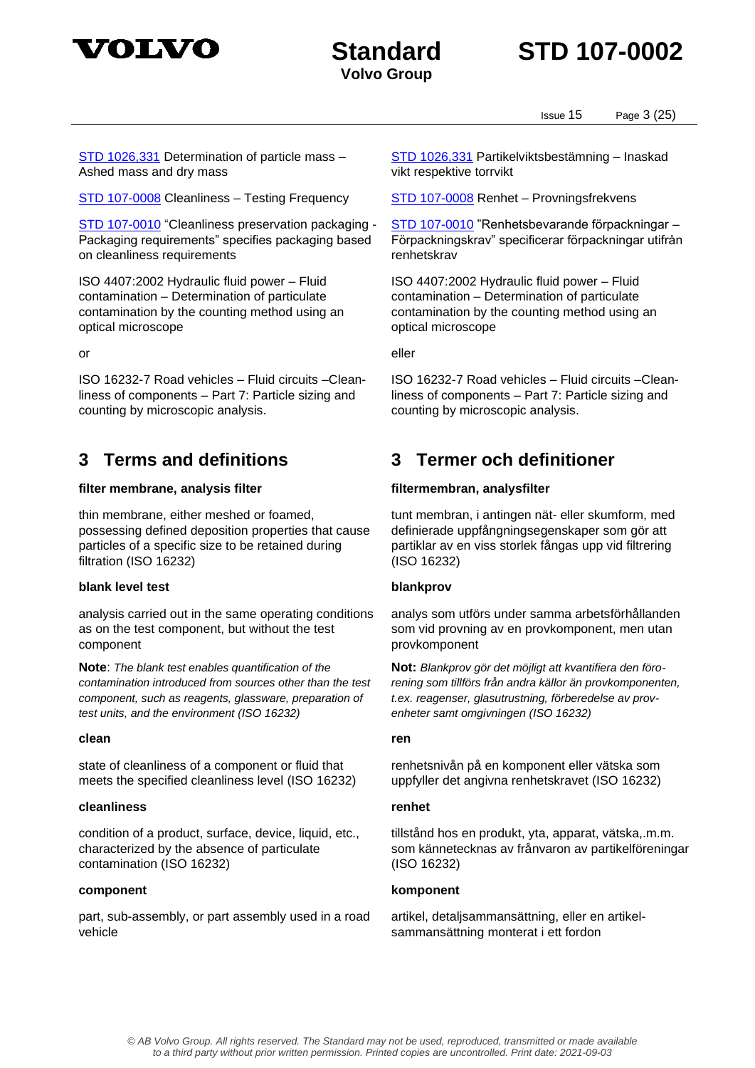STD 1026,331 Determination of particle mass – Ashed mass and dry mass

STD 107-0008 Cleanliness – Testing Frequency

STD 107-0010 "Cleanliness preservation packaging - Packaging requirements" specifies packaging based on cleanliness requirements

ISO 4407:2002 Hydraulic fluid power – Fluid contamination – Determination of particulate contamination by the counting method using an optical microscope

or

ISO 16232-7 Road vehicles – Fluid circuits –Clean-liness of components – Part 7: Particle sizing and counting by microscopic analysis.

## 3 Terms and definitions

**filter membrane, analysis filter**

thin membrane, either meshed or foamed, possessing defined deposition properties that cause particles of a specific size to be retained during filtration (ISO 16232)

**blank level test**

analysis carried out in the same operating conditions as on the test component, but without the test component

**Note**: *The blank test enables quantification of the contamination introduced from sources other than the test component, such as reagents, glassware, preparation of test units, and the environment (ISO 16232)*

**clean**

state of cleanliness of a component or fluid that meets the specified cleanliness level (ISO 16232)

**cleanliness**

condition of a product, surface, device, liquid, etc., characterized by the absence of particulate contamination (ISO 16232)

**component**

part, sub-assembly, or part assembly used in a road vehicle

---

STD 1026,331 Partikelviktsbestämning – Inaskad vikt respektive torrvikt

STD 107-0008 Renhet – Provningsfrekvens

STD 107-0010 "Renhetsbevarande förpackningar – Förpackningskrav" specificerar förpackningar utifrån renhetskrav

ISO 4407:2002 Hydraulic fluid power – Fluid contamination – Determination of particulate contamination by the counting method using an optical microscope

eller

ISO 16232-7 Road vehicles – Fluid circuits –Clean-liness of components – Part 7: Particle sizing and counting by microscopic analysis.

## 3 Termer och definitioner

**filtermembran, analysfilter**

tunt membran, i antingen nät- eller skumform, med definierade uppfångningsegenskaper som gör att partiklar av en viss storlek fångas upp vid filtrering (ISO 16232)

**blankprov**

analys som utförs under samma arbetsförhållanden som vid provning av en provkomponent, men utan provkomponent

**Not:** *Blankprov gör det möjligt att kvantifiera den föro-rening som tillförs från andra källor än provkomponenten, t.ex. reagenser, glasutrustning, förberedelse av prov-enheter samt omgivningen (ISO 16232)*

**ren**

renhetsnivån på en komponent eller vätska som uppfyller det angivna renhetskravet (ISO 16232)

**renhet**

tillstånd hos en produkt, yta, apparat, vätska,.m.m. som kännetecknas av frånvaron av partikelföreningar (ISO 16232)

**komponent**

artikel, detaljsammansättning, eller en artikel-sammansättning monterat i ett fordon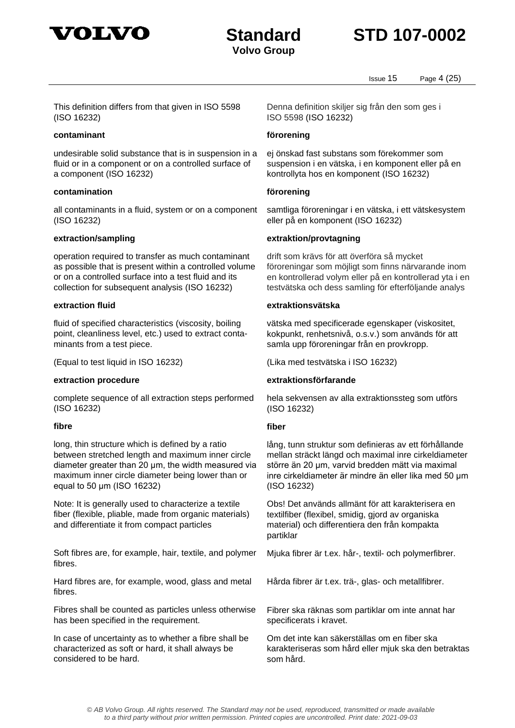This definition differs from that given in ISO 5598 (ISO 16232)

Denna definition skiljer sig från den som ges i ISO 5598 (ISO 16232)

**contaminant**

undesirable solid substance that is in suspension in a fluid or in a component or on a controlled surface of a component (ISO 16232)

**förorening**

ej önskad fast substans som förekommer som suspension i en vätska, i en komponent eller på en kontrollyta hos en komponent (ISO 16232)

**contamination**

all contaminants in a fluid, system or on a component (ISO 16232)

**förorening**

samtliga föroreningar i en vätska, i ett vätskesystem eller på en komponent (ISO 16232)

**extraction/sampling**

operation required to transfer as much contaminant as possible that is present within a controlled volume or on a controlled surface into a test fluid and its collection for subsequent analysis (ISO 16232)

**extraktion/provtagning**

drift som krävs för att överföra så mycket föroreningar som möjligt som finns närvarande inom en kontrollerad volym eller på en kontrollerad yta i en testvätska och dess samling för efterföljande analys

**extraction fluid**

fluid of specified characteristics (viscosity, boiling point, cleanliness level, etc.) used to extract contaminants from a test piece.

(Equal to test liquid in ISO 16232)

**extraktionsvätska**

vätska med specificerade egenskaper (viskositet, kokpunkt, renhetsnivå, o.s.v.) som används för att samla upp föroreningar från en provkropp.

(Lika med testvätska i ISO 16232)

**extraction procedure**

complete sequence of all extraction steps performed (ISO 16232)

**extraktionsförfarande**

hela sekvensen av alla extraktionssteg som utförs (ISO 16232)

**fibre**

long, thin structure which is defined by a ratio between stretched length and maximum inner circle diameter greater than 20 µm, the width measured via maximum inner circle diameter being lower than or equal to 50 µm (ISO 16232)

Note: It is generally used to characterize a textile fiber (flexible, pliable, made from organic materials) and differentiate it from compact particles

Soft fibres are, for example, hair, textile, and polymer fibres.

Hard fibres are, for example, wood, glass and metal fibres.

Fibres shall be counted as particles unless otherwise has been specified in the requirement.

In case of uncertainty as to whether a fibre shall be characterized as soft or hard, it shall always be considered to be hard.

**fiber**

lång, tunn struktur som definieras av ett förhållande mellan sträckt längd och maximal inre cirkeldiameter större än 20 µm, varvid bredden mätt via maximal inre cirkeldiameter är mindre än eller lika med 50 µm (ISO 16232)

Obs! Det används allmänt för att karakterisera en textilfiber (flexibel, smidig, gjord av organiska material) och differentiera den från kompakta partiklar

Mjuka fibrer är t.ex. hår-, textil- och polymerfibrer.

Hårda fibrer är t.ex. trä-, glas- och metallfibrer.

Fibrer ska räknas som partiklar om inte annat har specificerats i kravet.

Om det inte kan säkerställas om en fiber ska karakteriseras som hård eller mjuk ska den betraktas som hård.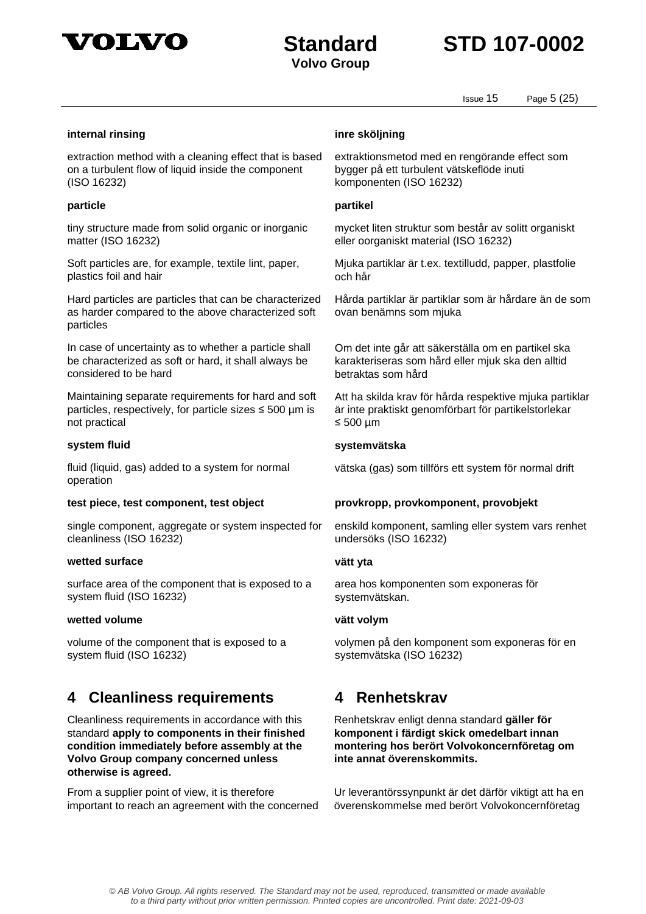**internal rinsing**

extraction method with a cleaning effect that is based on a turbulent flow of liquid inside the component (ISO 16232)

**inre sköljning**

extraktionsmetod med en rengörande effect som bygger på ett turbulent vätskeflöde inuti komponenten (ISO 16232)

**particle**

tiny structure made from solid organic or inorganic matter (ISO 16232)

Soft particles are, for example, textile lint, paper, plastics foil and hair

Hard particles are particles that can be characterized as harder compared to the above characterized soft particles

In case of uncertainty as to whether a particle shall be characterized as soft or hard, it shall always be considered to be hard

Maintaining separate requirements for hard and soft particles, respectively, for particle sizes ≤ 500 µm is not practical

**partikel**

mycket liten struktur som består av solitt organiskt eller oorganiskt material (ISO 16232)

Mjuka partiklar är t.ex. textilludd, papper, plastfolie och hår

Hårda partiklar är partiklar som är hårdare än de som ovan benämns som mjuka

Om det inte går att säkerställa om en partikel ska karakteriseras som hård eller mjuk ska den alltid betraktas som hård

Att ha skilda krav för hårda respektive mjuka partiklar är inte praktiskt genomförbart för partikelstorlekar ≤ 500 µm

**system fluid**

fluid (liquid, gas) added to a system for normal operation

**systemvätska**

vätska (gas) som tillförs ett system för normal drift

**test piece, test component, test object**

single component, aggregate or system inspected for cleanliness (ISO 16232)

**provkropp, provkomponent, provobjekt**

enskild komponent, samling eller system vars renhet undersöks (ISO 16232)

**wetted surface**

surface area of the component that is exposed to a system fluid (ISO 16232)

**vätt yta**

area hos komponenten som exponeras för systemvätskan.

**wetted volume**

volume of the component that is exposed to a system fluid (ISO 16232)

**vätt volym**

volymen på den komponent som exponeras för en systemvätska (ISO 16232)

## 4 Cleanliness requirements

Cleanliness requirements in accordance with this standard **apply to components in their finished condition immediately before assembly at the Volvo Group company concerned unless otherwise is agreed.**

From a supplier point of view, it is therefore important to reach an agreement with the concerned

## 4 Renhetskrav

Renhetskrav enligt denna standard **gäller för komponent i färdigt skick omedelbart innan montering hos berört Volvokoncernföretag om inte annat överenskommits.**

Ur leverantörssynpunkt är det därför viktigt att ha en överenskommelse med berört Volvokoncernföretag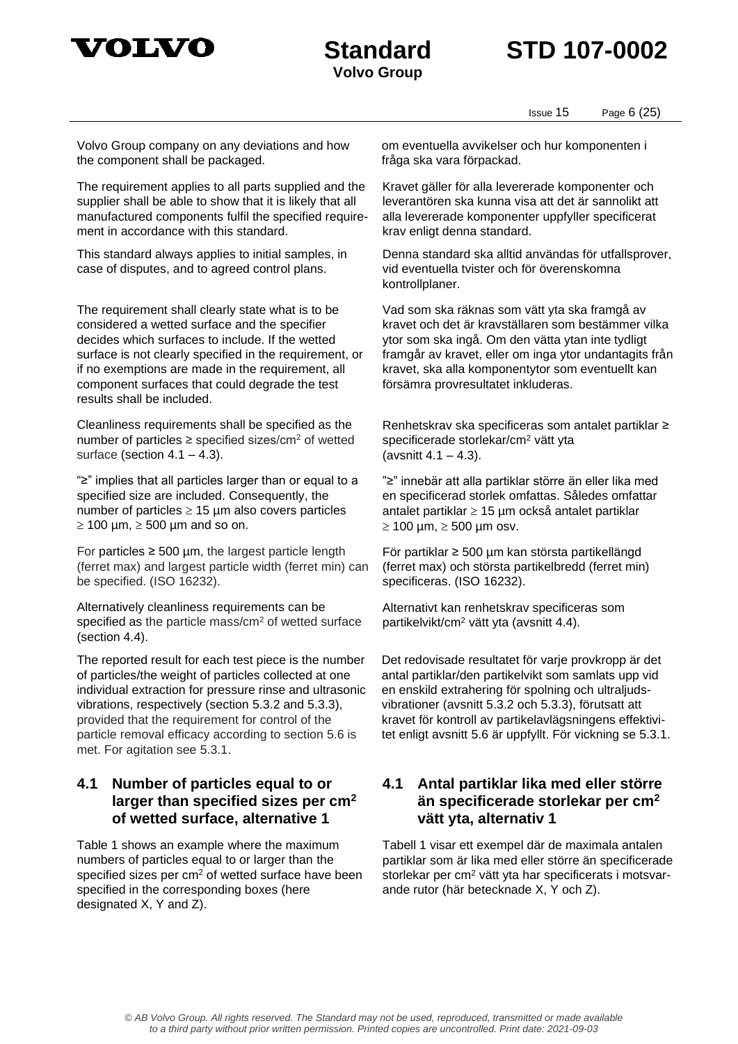Volvo Group company on any deviations and how the component shall be packaged.

om eventuella avvikelser och hur komponenten i fråga ska vara förpackad.

The requirement applies to all parts supplied and the supplier shall be able to show that it is likely that all manufactured components fulfil the specified requirement in accordance with this standard.

Kravet gäller för alla levererade komponenter och leverantören ska kunna visa att det är sannolikt att alla levererade komponenter uppfyller specificerat krav enligt denna standard.

This standard always applies to initial samples, in case of disputes, and to agreed control plans.

Denna standard ska alltid användas för utfallsprover, vid eventuella tvister och för överenskomna kontrollplaner.

The requirement shall clearly state what is to be considered a wetted surface and the specifier decides which surfaces to include. If the wetted surface is not clearly specified in the requirement, or if no exemptions are made in the requirement, all component surfaces that could degrade the test results shall be included.

Vad som ska räknas som vätt yta ska framgå av kravet och det är kravställaren som bestämmer vilka ytor som ska ingå. Om den vätta ytan inte tydligt framgår av kravet, eller om inga ytor undantagits från kravet, ska alla komponentytor som eventuellt kan försämra provresultatet inkluderas.

Cleanliness requirements shall be specified as the number of particles ≥ specified sizes/cm² of wetted surface (section 4.1 – 4.3).

Renhetskrav ska specificeras som antalet partiklar ≥ specificerade storlekar/cm² vätt yta (avsnitt 4.1 – 4.3).

"≥" implies that all particles larger than or equal to a specified size are included. Consequently, the number of particles ≥ 15 µm also covers particles ≥ 100 µm, ≥ 500 µm and so on.

"≥" innebär att alla partiklar större än eller lika med en specificerad storlek omfattas. Således omfattar antalet partiklar ≥ 15 µm också antalet partiklar ≥ 100 µm, ≥ 500 µm osv.

For particles ≥ 500 µm, the largest particle length (ferret max) and largest particle width (ferret min) can be specified. (ISO 16232).

För partiklar ≥ 500 µm kan största partikellängd (ferret max) och största partikelbredd (ferret min) specificeras. (ISO 16232).

Alternatively cleanliness requirements can be specified as the particle mass/cm² of wetted surface (section 4.4).

Alternativt kan renhetskrav specificeras som partikelvikt/cm² vätt yta (avsnitt 4.4).

The reported result for each test piece is the number of particles/the weight of particles collected at one individual extraction for pressure rinse and ultrasonic vibrations, respectively (section 5.3.2 and 5.3.3), provided that the requirement for control of the particle removal efficacy according to section 5.6 is met. For agitation see 5.3.1.

Det redovisade resultatet för varje provkropp är det antal partiklar/den partikelvikt som samlats upp vid en enskild extrahering för spolning och ultraljuds-vibrationer (avsnitt 5.3.2 och 5.3.3), förutsatt att kravet för kontroll av partikelavlägsningens effektivitet enligt avsnitt 5.6 är uppfyllt. För vickning se 5.3.1.

## 4.1 Number of particles equal to or larger than specified sizes per cm² of wetted surface, alternative 1

Table 1 shows an example where the maximum numbers of particles equal to or larger than the specified sizes per cm² of wetted surface have been specified in the corresponding boxes (here designated X, Y and Z).

## 4.1 Antal partiklar lika med eller större än specificerade storlekar per cm² vätt yta, alternativ 1

Tabell 1 visar ett exempel där de maximala antalen partiklar som är lika med eller större än specificerade storlekar per cm² vätt yta har specificerats i motsvarande rutor (här betecknade X, Y och Z).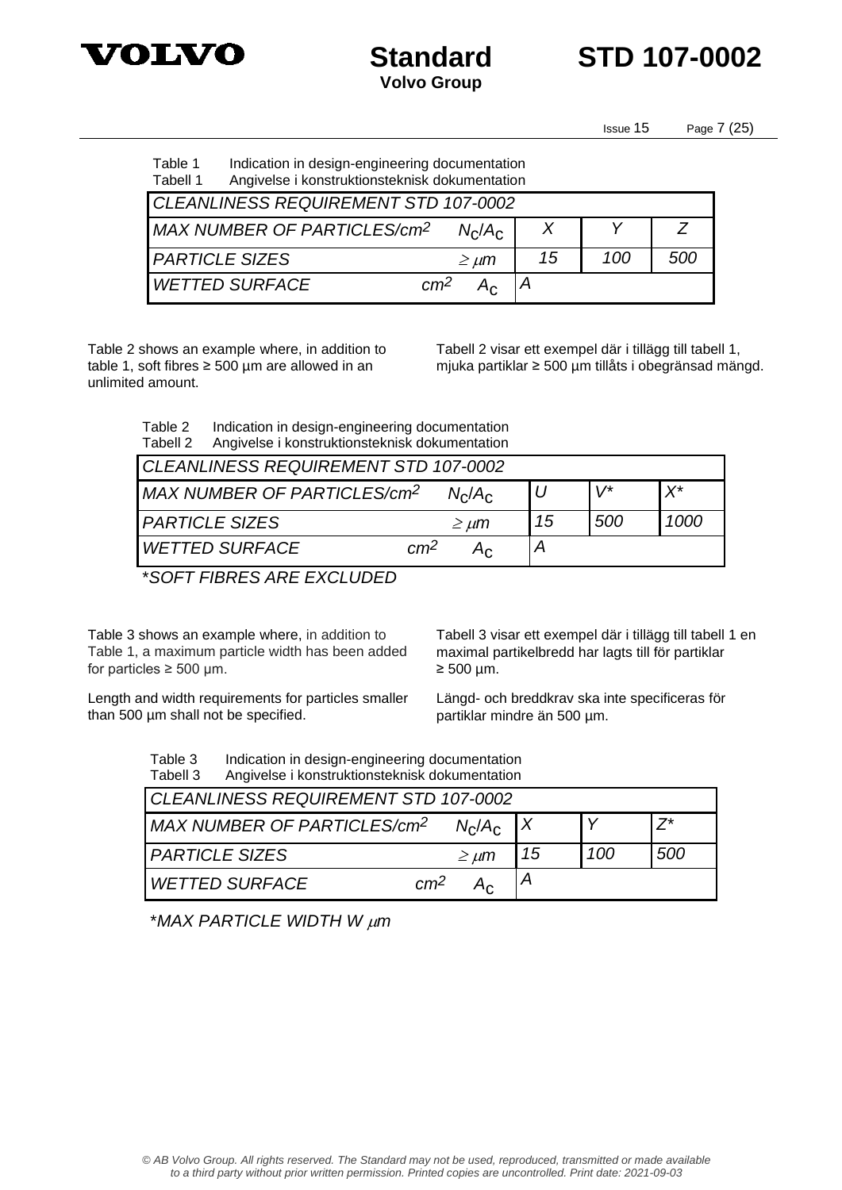Table 1 Indication in design-engineering documentation
Tabell 1 Angivelse i konstruktionsteknisk dokumentation

| *CLEANLINESS REQUIREMENT STD 107-0002* | | | | |
|---|---|---|---|---|
| *MAX NUMBER OF PARTICLES/cm²* | $N_C/A_C$ | *X* | *Y* | *Z* |
| *PARTICLE SIZES* | $\geq \mu m$ | *15* | *100* | *500* |
| *WETTED SURFACE* *cm²* | $A_C$ | *A* | | |

Table 2 shows an example where, in addition to table 1, soft fibres ≥ 500 µm are allowed in an unlimited amount.

Tabell 2 visar ett exempel där i tillägg till tabell 1, mjuka partiklar ≥ 500 µm tillåts i obegränsad mängd.

Table 2 Indication in design-engineering documentation
Tabell 2 Angivelse i konstruktionsteknisk dokumentation

| *CLEANLINESS REQUIREMENT STD 107-0002* | | | | |
|---|---|---|---|---|
| *MAX NUMBER OF PARTICLES/cm²* | $N_C/A_C$ | *U* | *V** | *X** |
| *PARTICLE SIZES* | $\geq \mu m$ | *15* | *500* | *1000* |
| *WETTED SURFACE* *cm²* | $A_C$ | *A* | | |

*\*SOFT FIBRES ARE EXCLUDED*

Table 3 shows an example where, in addition to Table 1, a maximum particle width has been added for particles ≥ 500 µm.

Length and width requirements for particles smaller than 500 µm shall not be specified.

Tabell 3 visar ett exempel där i tillägg till tabell 1 en maximal partikelbredd har lagts till för partiklar ≥ 500 µm.

Längd- och breddkrav ska inte specificeras för partiklar mindre än 500 µm.

Table 3 Indication in design-engineering documentation
Tabell 3 Angivelse i konstruktionsteknisk dokumentation

| *CLEANLINESS REQUIREMENT STD 107-0002* | | | | |
|---|---|---|---|---|
| *MAX NUMBER OF PARTICLES/cm²* | $N_C/A_C$ | *X* | *Y* | *Z** |
| *PARTICLE SIZES* | $\geq \mu m$ | *15* | *100* | *500* |
| *WETTED SURFACE* *cm²* | $A_C$ | *A* | | |

*\*MAX PARTICLE WIDTH W µm*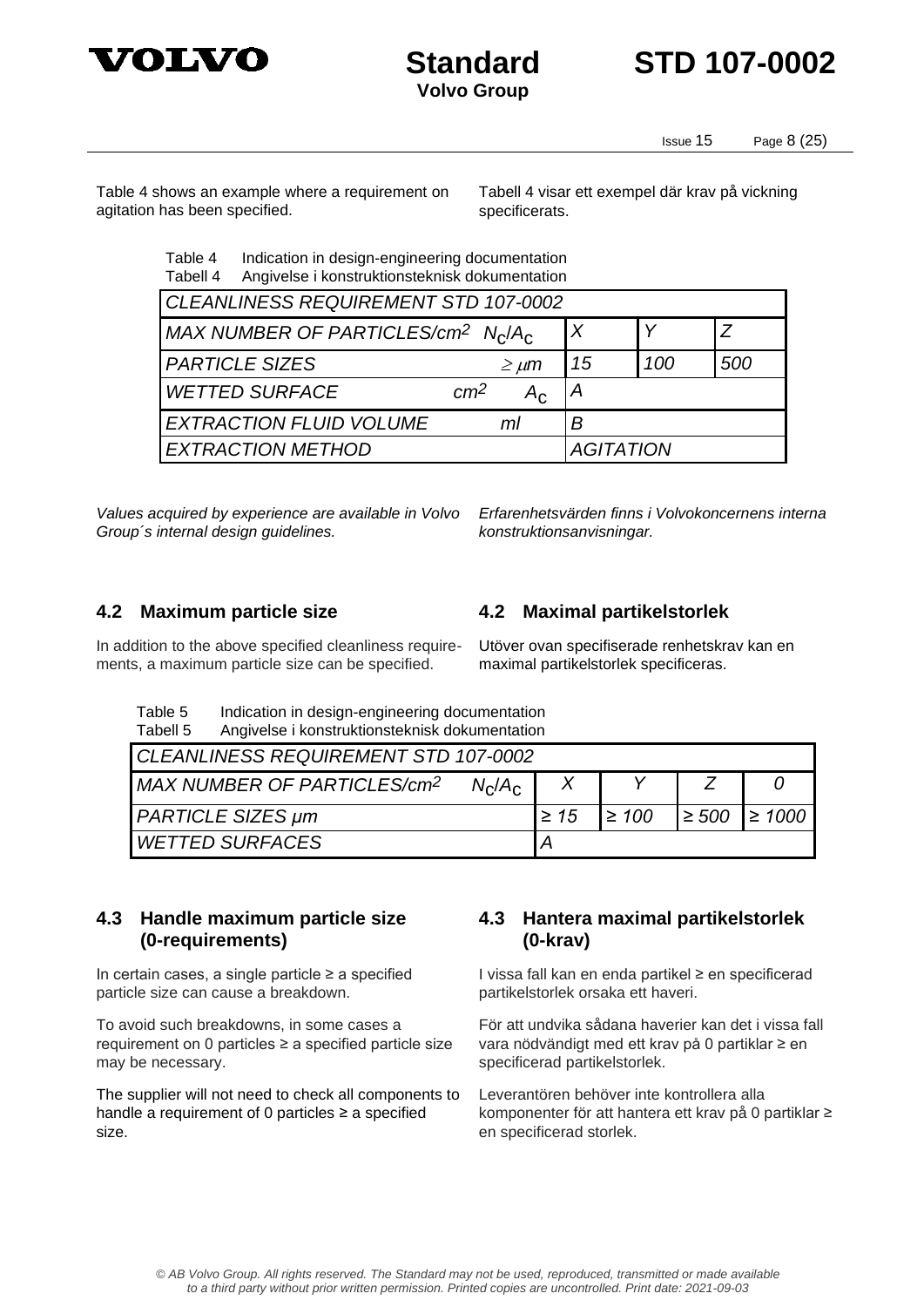Table 4 shows an example where a requirement on agitation has been specified.

Tabell 4 visar ett exempel där krav på vickning specificerats.

Table 4 Indication in design-engineering documentation
Tabell 4 Angivelse i konstruktionsteknisk dokumentation

| CLEANLINESS REQUIREMENT STD 107-0002 | | | |
|---|---|---|---|
| MAX NUMBER OF PARTICLES/cm² $N_c/A_c$ | X | Y | Z |
| PARTICLE SIZES $\geq \mu m$ | 15 | 100 | 500 |
| WETTED SURFACE cm² $A_c$ | A | | |
| EXTRACTION FLUID VOLUME ml | B | | |
| EXTRACTION METHOD | AGITATION | | |

*Values acquired by experience are available in Volvo Group´s internal design guidelines.*

*Erfarenhetsvärden finns i Volvokoncernens interna konstruktionsanvisningar.*

## 4.2 Maximum particle size

In addition to the above specified cleanliness requirements, a maximum particle size can be specified.

## 4.2 Maximal partikelstorlek

Utöver ovan specifiserade renhetskrav kan en maximal partikelstorlek specificeras.

Table 5 Indication in design-engineering documentation
Tabell 5 Angivelse i konstruktionsteknisk dokumentation

| CLEANLINESS REQUIREMENT STD 107-0002 | | | | |
|---|---|---|---|---|
| MAX NUMBER OF PARTICLES/cm² $N_c/A_c$ | X | Y | Z | 0 |
| PARTICLE SIZES µm | ≥ 15 | ≥ 100 | ≥ 500 | ≥ 1000 |
| WETTED SURFACES | A | | | |

## 4.3 Handle maximum particle size (0-requirements)

In certain cases, a single particle ≥ a specified particle size can cause a breakdown.

To avoid such breakdowns, in some cases a requirement on 0 particles ≥ a specified particle size may be necessary.

The supplier will not need to check all components to handle a requirement of 0 particles ≥ a specified size.

## 4.3 Hantera maximal partikelstorlek (0-krav)

I vissa fall kan en enda partikel ≥ en specificerad partikelstorlek orsaka ett haveri.

För att undvika sådana haverier kan det i vissa fall vara nödvändigt med ett krav på 0 partiklar ≥ en specificerad partikelstorlek.

Leverantören behöver inte kontrollera alla komponenter för att hantera ett krav på 0 partiklar ≥ en specificerad storlek.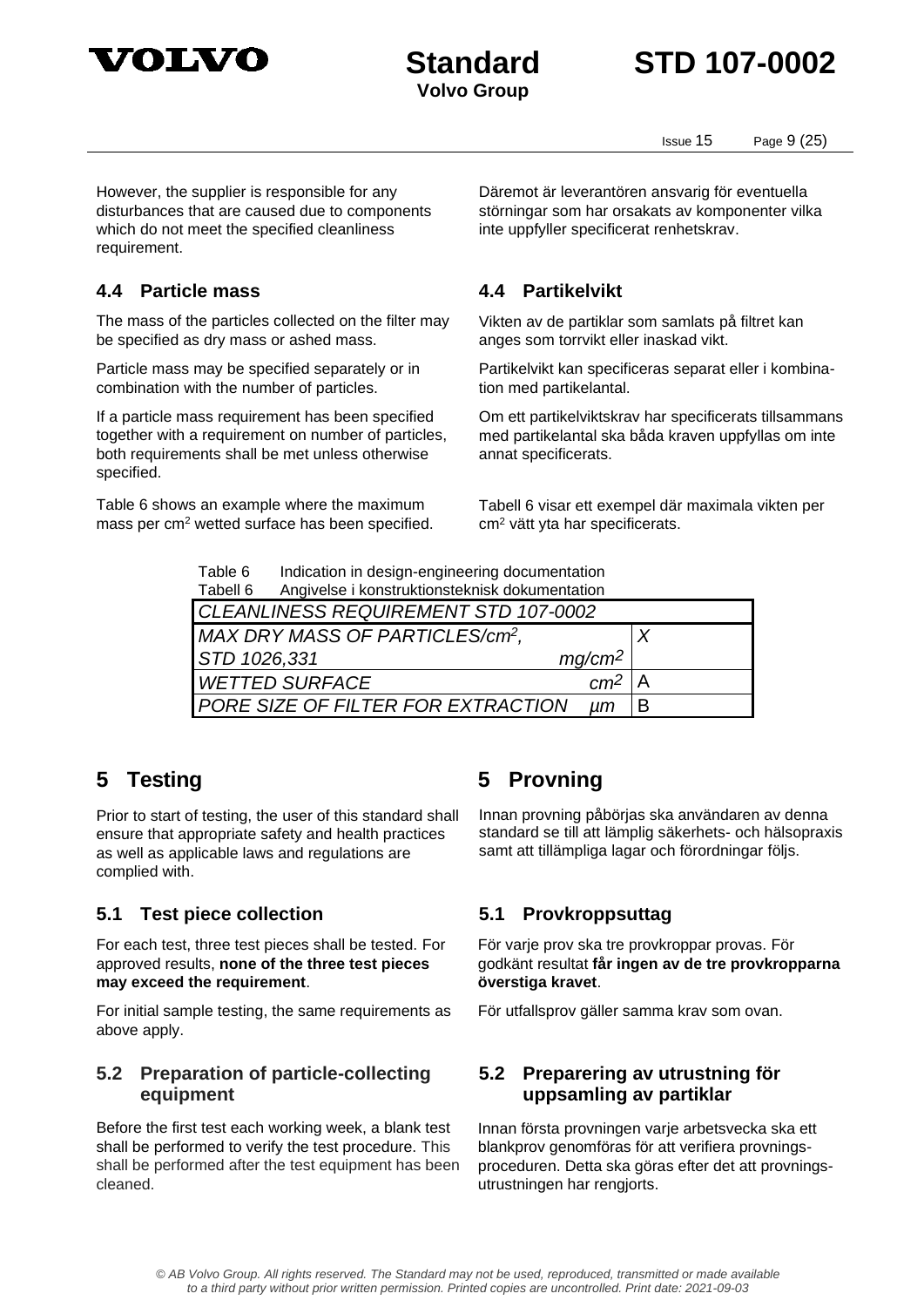However, the supplier is responsible for any disturbances that are caused due to components which do not meet the specified cleanliness requirement.

Däremot är leverantören ansvarig för eventuella störningar som har orsakats av komponenter vilka inte uppfyller specificerat renhetskrav.

### 4.4 Particle mass

### 4.4 Partikelvikt

The mass of the particles collected on the filter may be specified as dry mass or ashed mass.

Vikten av de partiklar som samlats på filtret kan anges som torrvikt eller inaskad vikt.

Particle mass may be specified separately or in combination with the number of particles.

Partikelvikt kan specificeras separat eller i kombination med partikelantal.

If a particle mass requirement has been specified together with a requirement on number of particles, both requirements shall be met unless otherwise specified.

Om ett partikelviktskrav har specificerats tillsammans med partikelantal ska båda kraven uppfyllas om inte annat specificerats.

Table 6 shows an example where the maximum mass per $cm^2$ wetted surface has been specified.

Tabell 6 visar ett exempel där maximala vikten per $cm^2$ vätt yta har specificerats.

Table 6 Indication in design-engineering documentation
Tabell 6 Angivelse i konstruktionsteknisk dokumentation

| *CLEANLINESS REQUIREMENT STD 107-0002* | |
|---|---|
| *MAX DRY MASS OF PARTICLES/$cm^2$, STD 1026,331 $mg/cm^2$* | *X* |
| *WETTED SURFACE $cm^2$* | A |
| *PORE SIZE OF FILTER FOR EXTRACTION µm* | B |

## 5 Testing

## 5 Provning

Prior to start of testing, the user of this standard shall ensure that appropriate safety and health practices as well as applicable laws and regulations are complied with.

Innan provning påbörjas ska användaren av denna standard se till att lämplig säkerhets- och hälsopraxis samt att tillämpliga lagar och förordningar följs.

### 5.1 Test piece collection

### 5.1 Provkroppsuttag

For each test, three test pieces shall be tested. For approved results, **none of the three test pieces may exceed the requirement**.

För varje prov ska tre provkroppar provas. För godkänt resultat **får ingen av de tre provkropparna överstiga kravet**.

For initial sample testing, the same requirements as above apply.

För utfallsprov gäller samma krav som ovan.

### 5.2 Preparation of particle-collecting equipment

### 5.2 Preparering av utrustning för uppsamling av partiklar

Before the first test each working week, a blank test shall be performed to verify the test procedure. This shall be performed after the test equipment has been cleaned.

Innan första provningen varje arbetsvecka ska ett blankprov genomföras för att verifiera provningsproceduren. Detta ska göras efter det att provningsutrustningen har rengjorts.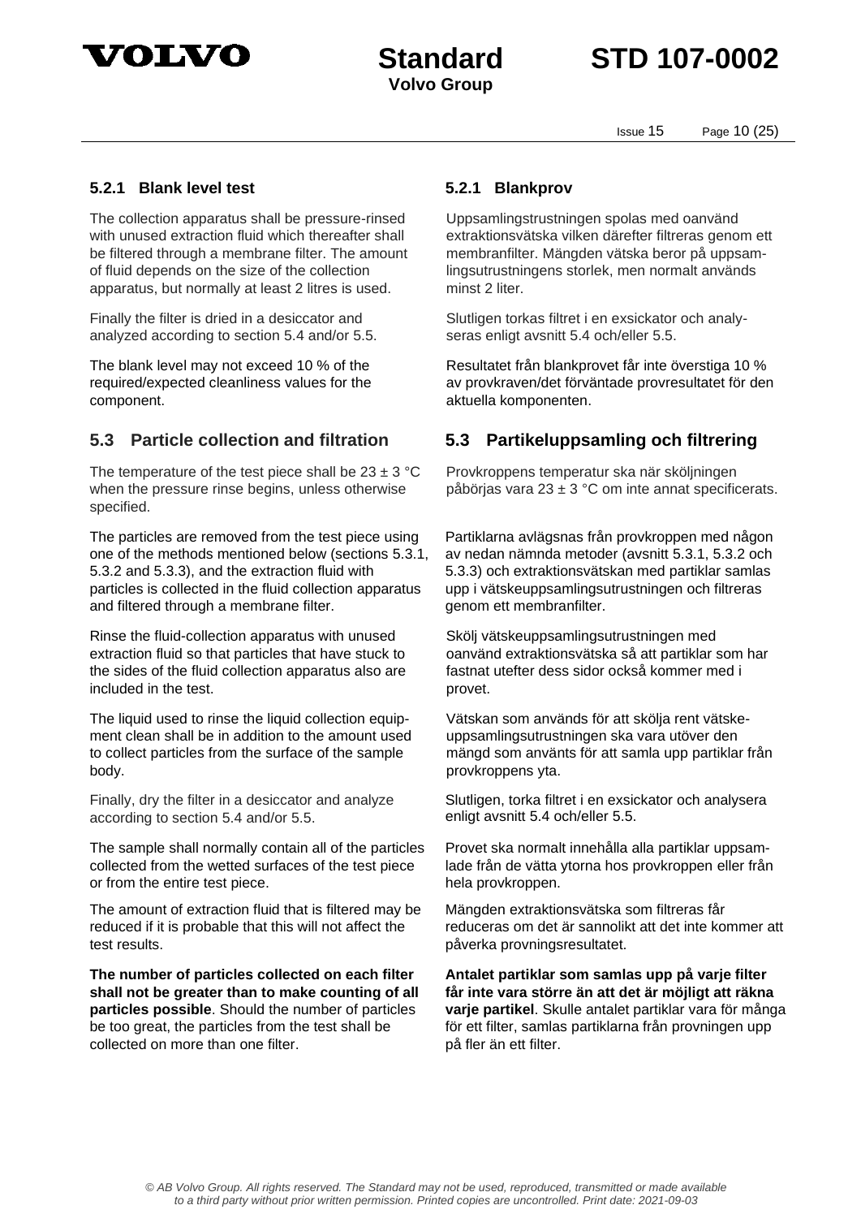### 5.2.1 Blank level test

The collection apparatus shall be pressure-rinsed with unused extraction fluid which thereafter shall be filtered through a membrane filter. The amount of fluid depends on the size of the collection apparatus, but normally at least 2 litres is used.

Finally the filter is dried in a desiccator and analyzed according to section 5.4 and/or 5.5.

The blank level may not exceed 10 % of the required/expected cleanliness values for the component.

### 5.2.1 Blankprov

Uppsamlingstrustningen spolas med oanvänd extraktionsvätska vilken därefter filtreras genom ett membranfilter. Mängden vätska beror på uppsamlingsutrustningens storlek, men normalt används minst 2 liter.

Slutligen torkas filtret i en exsikator och analyseras enligt avsnitt 5.4 och/eller 5.5.

Resultatet från blankprovet får inte överstiga 10 % av provkraven/det förväntade provresultatet för den aktuella komponenten.

## 5.3 Particle collection and filtration

The temperature of the test piece shall be 23 ± 3 °C when the pressure rinse begins, unless otherwise specified.

The particles are removed from the test piece using one of the methods mentioned below (sections 5.3.1, 5.3.2 and 5.3.3), and the extraction fluid with particles is collected in the fluid collection apparatus and filtered through a membrane filter.

Rinse the fluid-collection apparatus with unused extraction fluid so that particles that have stuck to the sides of the fluid collection apparatus also are included in the test.

The liquid used to rinse the liquid collection equipment clean shall be in addition to the amount used to collect particles from the surface of the sample body.

Finally, dry the filter in a desiccator and analyze according to section 5.4 and/or 5.5.

The sample shall normally contain all of the particles collected from the wetted surfaces of the test piece or from the entire test piece.

The amount of extraction fluid that is filtered may be reduced if it is probable that this will not affect the test results.

**The number of particles collected on each filter shall not be greater than to make counting of all particles possible**. Should the number of particles be too great, the particles from the test shall be collected on more than one filter.

## 5.3 Partikeluppsamling och filtrering

Provkroppens temperatur ska när sköljningen påbörjas vara 23 ± 3 °C om inte annat specificerats.

Partiklarna avlägsnas från provkroppen med någon av nedan nämnda metoder (avsnitt 5.3.1, 5.3.2 och 5.3.3) och extraktionsvätskan med partiklar samlas upp i vätskeuppsamlingsutrustningen och filtreras genom ett membranfilter.

Skölj vätskeuppsamlingsutrustningen med oanvänd extraktionsvätska så att partiklar som har fastnat utefter dess sidor också kommer med i provet.

Vätskan som används för att skölja rent vätskeuppsamlingsutrustningen ska vara utöver den mängd som använts för att samla upp partiklar från provkroppens yta.

Slutligen, torka filtret i en exsikator och analysera enligt avsnitt 5.4 och/eller 5.5.

Provet ska normalt innehålla alla partiklar uppsamlade från de vätta ytorna hos provkroppen eller från hela provkroppen.

Mängden extraktionsvätska som filtreras får reduceras om det är sannolikt att det inte kommer att påverka provningsresultatet.

**Antalet partiklar som samlas upp på varje filter får inte vara större än att det är möjligt att räkna varje partikel**. Skulle antalet partiklar vara för många för ett filter, samlas partiklarna från provningen upp på fler än ett filter.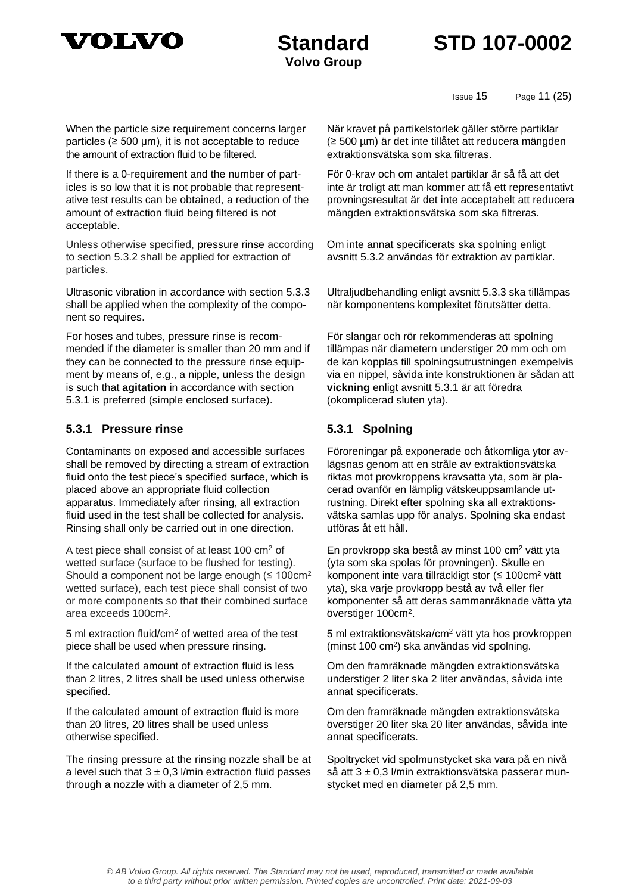When the particle size requirement concerns larger particles (≥ 500 µm), it is not acceptable to reduce the amount of extraction fluid to be filtered.

När kravet på partikelstorlek gäller större partiklar (≥ 500 µm) är det inte tillåtet att reducera mängden extraktionsvätska som ska filtreras.

If there is a 0-requirement and the number of particles is so low that it is not probable that representative test results can be obtained, a reduction of the amount of extraction fluid being filtered is not acceptable.

För 0-krav och om antalet partiklar är så få att det inte är troligt att man kommer att få ett representativt provningsresultat är det inte acceptabelt att reducera mängden extraktionsvätska som ska filtreras.

Unless otherwise specified, pressure rinse according to section 5.3.2 shall be applied for extraction of particles.

Om inte annat specificerats ska spolning enligt avsnitt 5.3.2 användas för extraktion av partiklar.

Ultrasonic vibration in accordance with section 5.3.3 shall be applied when the complexity of the component so requires.

Ultraljudbehandling enligt avsnitt 5.3.3 ska tillämpas när komponentens komplexitet förutsätter detta.

For hoses and tubes, pressure rinse is recommended if the diameter is smaller than 20 mm and if they can be connected to the pressure rinse equipment by means of, e.g., a nipple, unless the design is such that **agitation** in accordance with section 5.3.1 is preferred (simple enclosed surface).

För slangar och rör rekommenderas att spolning tillämpas när diametern understiger 20 mm och om de kan kopplas till spolningsutrustningen exempelvis via en nippel, såvida inte konstruktionen är sådan att **vickning** enligt avsnitt 5.3.1 är att föredra (okomplicerad sluten yta).

### 5.3.1 Pressure rinse

### 5.3.1 Spolning

Contaminants on exposed and accessible surfaces shall be removed by directing a stream of extraction fluid onto the test piece's specified surface, which is placed above an appropriate fluid collection apparatus. Immediately after rinsing, all extraction fluid used in the test shall be collected for analysis. Rinsing shall only be carried out in one direction.

Föroreningar på exponerade och åtkomliga ytor avlägsnas genom att en stråle av extraktionsvätska riktas mot provkroppens kravsatta yta, som är placerad ovanför en lämplig vätskeuppsamlande utrustning. Direkt efter spolning ska all extraktionsvätska samlas upp för analys. Spolning ska endast utföras åt ett håll.

A test piece shall consist of at least 100 cm² of wetted surface (surface to be flushed for testing). Should a component not be large enough (≤ 100cm² wetted surface), each test piece shall consist of two or more components so that their combined surface area exceeds 100cm².

En provkropp ska bestå av minst 100 cm² vätt yta (yta som ska spolas för provningen). Skulle en komponent inte vara tillräckligt stor (≤ 100cm² vätt yta), ska varje provkropp bestå av två eller fler komponenter så att deras sammanräknade vätta yta överstiger 100cm².

5 ml extraction fluid/cm² of wetted area of the test piece shall be used when pressure rinsing.

5 ml extraktionsvätska/cm² vätt yta hos provkroppen (minst 100 cm²) ska användas vid spolning.

If the calculated amount of extraction fluid is less than 2 litres, 2 litres shall be used unless otherwise specified.

Om den framräknade mängden extraktionsvätska understiger 2 liter ska 2 liter användas, såvida inte annat specificerats.

If the calculated amount of extraction fluid is more than 20 litres, 20 litres shall be used unless otherwise specified.

Om den framräknade mängden extraktionsvätska överstiger 20 liter ska 20 liter användas, såvida inte annat specificerats.

The rinsing pressure at the rinsing nozzle shall be at a level such that 3 ± 0,3 l/min extraction fluid passes through a nozzle with a diameter of 2,5 mm.

Spoltrycket vid spolmunstycket ska vara på en nivå så att 3 ± 0,3 l/min extraktionsvätska passerar munstycket med en diameter på 2,5 mm.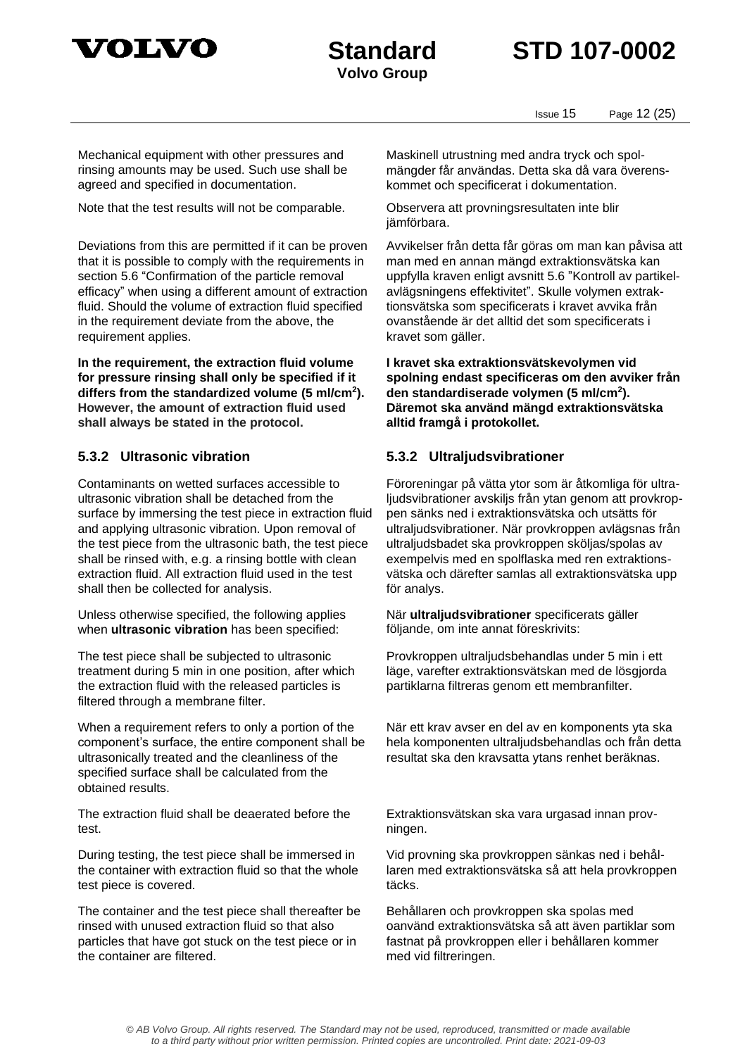Mechanical equipment with other pressures and rinsing amounts may be used. Such use shall be agreed and specified in documentation.

Maskinell utrustning med andra tryck och spolmängder får användas. Detta ska då vara överenskommet och specificerat i dokumentation.

Note that the test results will not be comparable.

Observera att provningsresultaten inte blir jämförbara.

Deviations from this are permitted if it can be proven that it is possible to comply with the requirements in section 5.6 "Confirmation of the particle removal efficacy" when using a different amount of extraction fluid. Should the volume of extraction fluid specified in the requirement deviate from the above, the requirement applies.

Avvikelser från detta får göras om man kan påvisa att man med en annan mängd extraktionsvätska kan uppfylla kraven enligt avsnitt 5.6 ”Kontroll av partikelavlägsningens effektivitet”. Skulle volymen extraktionsvätska som specificerats i kravet avvika från ovanstående är det alltid det som specificerats i kravet som gäller.

**In the requirement, the extraction fluid volume for pressure rinsing shall only be specified if it differs from the standardized volume (5 ml/cm$^2$). However, the amount of extraction fluid used shall always be stated in the protocol.**

**I kravet ska extraktionsvätskevolymen vid spolning endast specificeras om den avviker från den standardiserade volymen (5 ml/cm$^2$). Däremot ska använd mängd extraktionsvätska alltid framgå i protokollet.**

### 5.3.2 Ultrasonic vibration

### 5.3.2 Ultraljudsvibrationer

Contaminants on wetted surfaces accessible to ultrasonic vibration shall be detached from the surface by immersing the test piece in extraction fluid and applying ultrasonic vibration. Upon removal of the test piece from the ultrasonic bath, the test piece shall be rinsed with, e.g. a rinsing bottle with clean extraction fluid. All extraction fluid used in the test shall then be collected for analysis.

Föroreningar på vätta ytor som är åtkomliga för ultraljudsvibrationer avskiljs från ytan genom att provkroppen sänks ned i extraktionsvätska och utsätts för ultraljudsvibrationer. När provkroppen avlägsnas från ultraljudsbadet ska provkroppen sköljas/spolas av exempelvis med en spolflaska med ren extraktionsvätska och därefter samlas all extraktionsvätska upp för analys.

Unless otherwise specified, the following applies when **ultrasonic vibration** has been specified:

När **ultraljudsvibrationer** specificerats gäller följande, om inte annat föreskrivits:

The test piece shall be subjected to ultrasonic treatment during 5 min in one position, after which the extraction fluid with the released particles is filtered through a membrane filter.

Provkroppen ultraljudsbehandlas under 5 min i ett läge, varefter extraktionsvätskan med de lösgjorda partiklarna filtreras genom ett membranfilter.

When a requirement refers to only a portion of the component's surface, the entire component shall be ultrasonically treated and the cleanliness of the specified surface shall be calculated from the obtained results.

När ett krav avser en del av en komponents yta ska hela komponenten ultraljudsbehandlas och från detta resultat ska den kravsatta ytans renhet beräknas.

The extraction fluid shall be deaerated before the test.

Extraktionsvätskan ska vara urgasad innan provningen.

During testing, the test piece shall be immersed in the container with extraction fluid so that the whole test piece is covered.

Vid provning ska provkroppen sänkas ned i behållaren med extraktionsvätska så att hela provkroppen täcks.

The container and the test piece shall thereafter be rinsed with unused extraction fluid so that also particles that have got stuck on the test piece or in the container are filtered.

Behållaren och provkroppen ska spolas med oanvänd extraktionsvätska så att även partiklar som fastnat på provkroppen eller i behållaren kommer med vid filtreringen.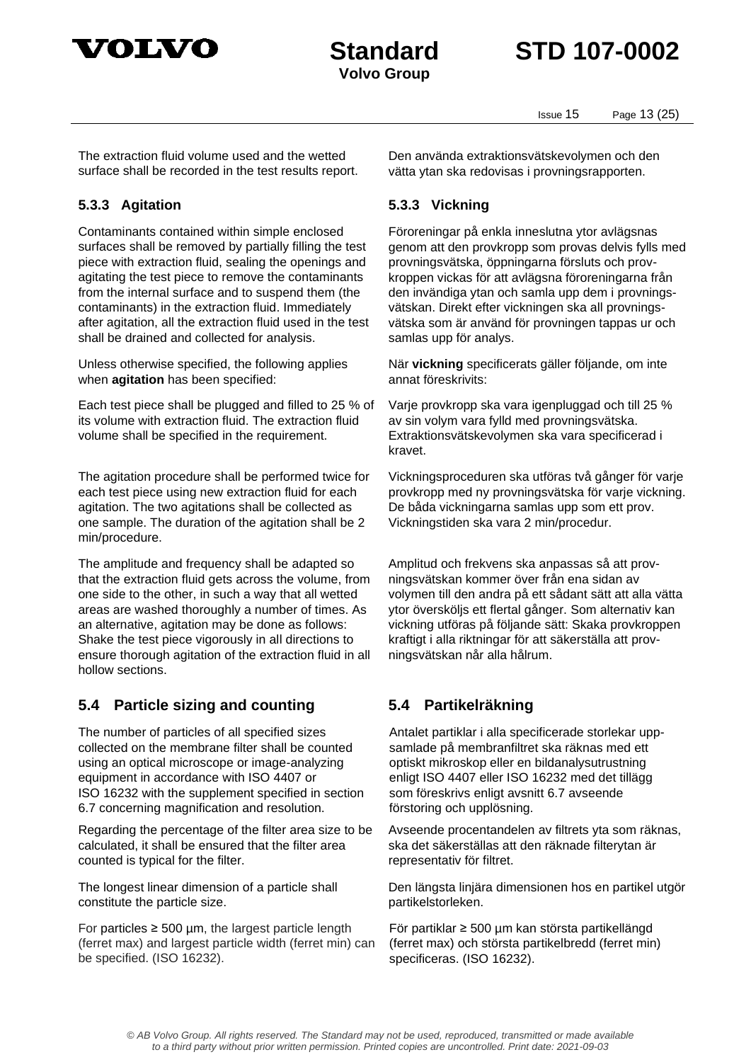The extraction fluid volume used and the wetted surface shall be recorded in the test results report.

Den använda extraktionsvätskevolymen och den vätta ytan ska redovisas i provningsrapporten.

### 5.3.3 Agitation

Contaminants contained within simple enclosed surfaces shall be removed by partially filling the test piece with extraction fluid, sealing the openings and agitating the test piece to remove the contaminants from the internal surface and to suspend them (the contaminants) in the extraction fluid. Immediately after agitation, all the extraction fluid used in the test shall be drained and collected for analysis.

Unless otherwise specified, the following applies when **agitation** has been specified:

Each test piece shall be plugged and filled to 25 % of its volume with extraction fluid. The extraction fluid volume shall be specified in the requirement.

The agitation procedure shall be performed twice for each test piece using new extraction fluid for each agitation. The two agitations shall be collected as one sample. The duration of the agitation shall be 2 min/procedure.

The amplitude and frequency shall be adapted so that the extraction fluid gets across the volume, from one side to the other, in such a way that all wetted areas are washed thoroughly a number of times. As an alternative, agitation may be done as follows: Shake the test piece vigorously in all directions to ensure thorough agitation of the extraction fluid in all hollow sections.

### 5.3.3 Vickning

Föroreningar på enkla inneslutna ytor avlägsnas genom att den provkropp som provas delvis fylls med provningsvätska, öppningarna försluts och provkroppen vickas för att avlägsna föroreningarna från den invändiga ytan och samla upp dem i provningsvätskan. Direkt efter vickningen ska all provningsvätska som är använd för provningen tappas ur och samlas upp för analys.

När **vickning** specificerats gäller följande, om inte annat föreskrivits:

Varje provkropp ska vara igenpluggad och till 25 % av sin volym vara fylld med provningsvätska. Extraktionsvätskevolymen ska vara specificerad i kravet.

Vickningsproceduren ska utföras två gånger för varje provkropp med ny provningsvätska för varje vickning. De båda vickningarna samlas upp som ett prov. Vickningstiden ska vara 2 min/procedur.

Amplitud och frekvens ska anpassas så att provningsvätskan kommer över från ena sidan av volymen till den andra på ett sådant sätt att alla vätta ytor översköljs ett flertal gånger. Som alternativ kan vickning utföras på följande sätt: Skaka provkroppen kraftigt i alla riktningar för att säkerställa att provningsvätskan når alla hålrum.

## 5.4 Particle sizing and counting

The number of particles of all specified sizes collected on the membrane filter shall be counted using an optical microscope or image-analyzing equipment in accordance with ISO 4407 or ISO 16232 with the supplement specified in section 6.7 concerning magnification and resolution.

Regarding the percentage of the filter area size to be calculated, it shall be ensured that the filter area counted is typical for the filter.

The longest linear dimension of a particle shall constitute the particle size.

For particles ≥ 500 µm, the largest particle length (ferret max) and largest particle width (ferret min) can be specified. (ISO 16232).

## 5.4 Partikelräkning

Antalet partiklar i alla specificerade storlekar uppsamlade på membranfiltret ska räknas med ett optiskt mikroskop eller en bildanalysutrustning enligt ISO 4407 eller ISO 16232 med det tillägg som föreskrivs enligt avsnitt 6.7 avseende förstoring och upplösning.

Avseende procentandelen av filtrets yta som räknas, ska det säkerställas att den räknade filterytan är representativ för filtret.

Den längsta linjära dimensionen hos en partikel utgör partikelstorleken.

För partiklar ≥ 500 µm kan största partikellängd (ferret max) och största partikelbredd (ferret min) specificeras. (ISO 16232).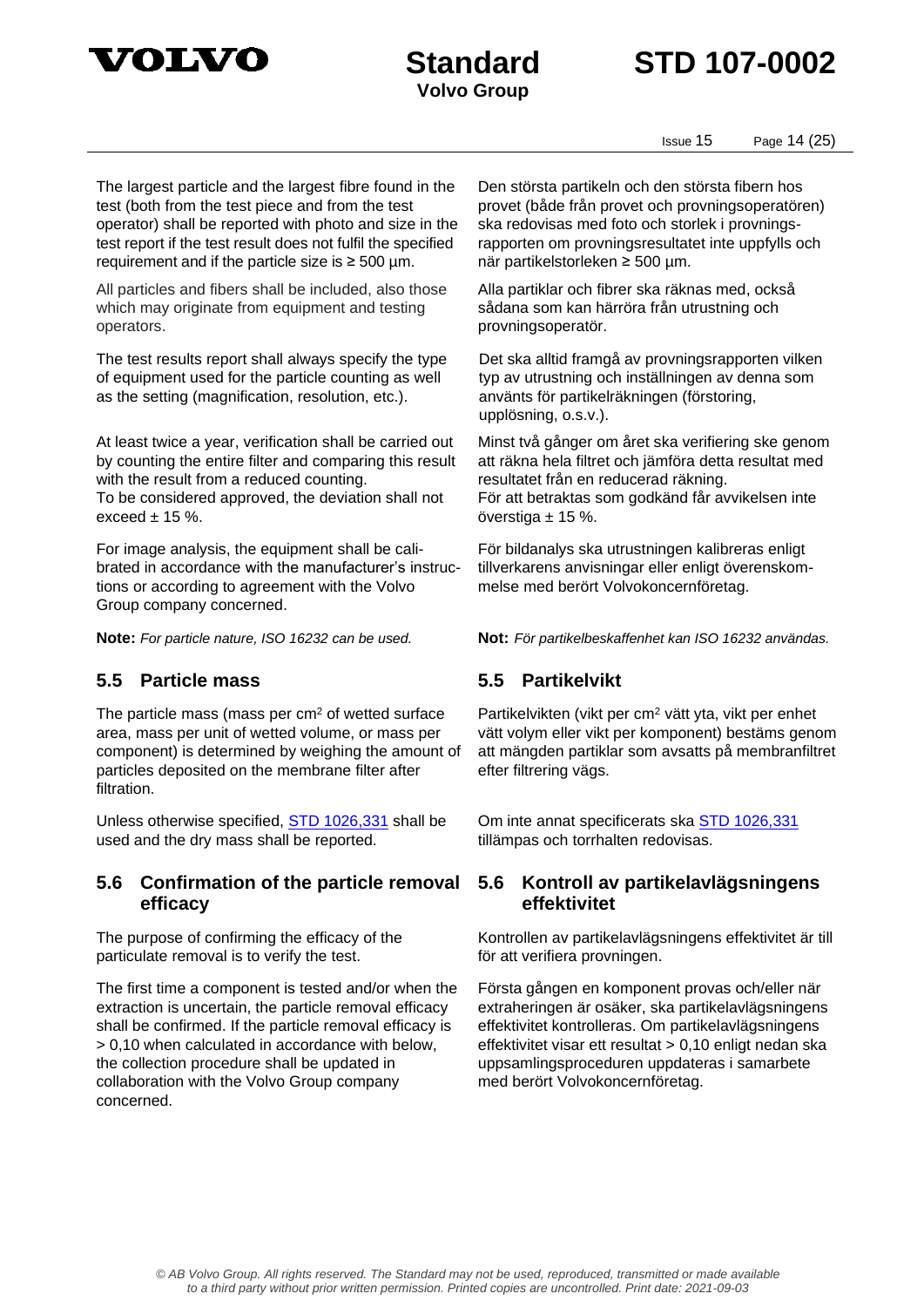The largest particle and the largest fibre found in the test (both from the test piece and from the test operator) shall be reported with photo and size in the test report if the test result does not fulfil the specified requirement and if the particle size is ≥ 500 µm.

Den största partikeln och den största fibern hos provet (både från provet och provningsoperatören) ska redovisas med foto och storlek i provningsrapporten om provningsresultatet inte uppfylls och när partikelstorleken ≥ 500 µm.

All particles and fibers shall be included, also those which may originate from equipment and testing operators.

Alla partiklar och fibrer ska räknas med, också sådana som kan härröra från utrustning och provningsoperatör.

The test results report shall always specify the type of equipment used for the particle counting as well as the setting (magnification, resolution, etc.).

Det ska alltid framgå av provningsrapporten vilken typ av utrustning och inställningen av denna som använts för partikelräkningen (förstoring, upplösning, o.s.v.).

At least twice a year, verification shall be carried out by counting the entire filter and comparing this result with the result from a reduced counting.
To be considered approved, the deviation shall not exceed ± 15 %.

Minst två gånger om året ska verifiering ske genom att räkna hela filtret och jämföra detta resultat med resultatet från en reducerad räkning.
För att betraktas som godkänd får avvikelsen inte överstiga ± 15 %.

For image analysis, the equipment shall be calibrated in accordance with the manufacturer's instructions or according to agreement with the Volvo Group company concerned.

För bildanalys ska utrustningen kalibreras enligt tillverkarens anvisningar eller enligt överenskommelse med berört Volvokoncernföretag.

**Note:** *For particle nature, ISO 16232 can be used.*

**Not:** *För partikelbeskaffenhet kan ISO 16232 användas.*

## 5.5 Particle mass

## 5.5 Partikelvikt

The particle mass (mass per cm$^2$ of wetted surface area, mass per unit of wetted volume, or mass per component) is determined by weighing the amount of particles deposited on the membrane filter after filtration.

Partikelvikten (vikt per cm$^2$ vätt yta, vikt per enhet vätt volym eller vikt per komponent) bestäms genom att mängden partiklar som avsatts på membranfiltret efter filtrering vägs.

Unless otherwise specified, STD 1026,331 shall be used and the dry mass shall be reported.

Om inte annat specificerats ska STD 1026,331 tillämpas och torrhalten redovisas.

## 5.6 Confirmation of the particle removal efficacy

## 5.6 Kontroll av partikelavlägsningens effektivitet

The purpose of confirming the efficacy of the particulate removal is to verify the test.

Kontrollen av partikelavlägsningens effektivitet är till för att verifiera provningen.

The first time a component is tested and/or when the extraction is uncertain, the particle removal efficacy shall be confirmed. If the particle removal efficacy is > 0,10 when calculated in accordance with below, the collection procedure shall be updated in collaboration with the Volvo Group company concerned.

Första gången en komponent provas och/eller när extraheringen är osäker, ska partikelavlägsningens effektivitet kontrolleras. Om partikelavlägsningens effektivitet visar ett resultat > 0,10 enligt nedan ska uppsamlingsproceduren uppdateras i samarbete med berört Volvokoncernföretag.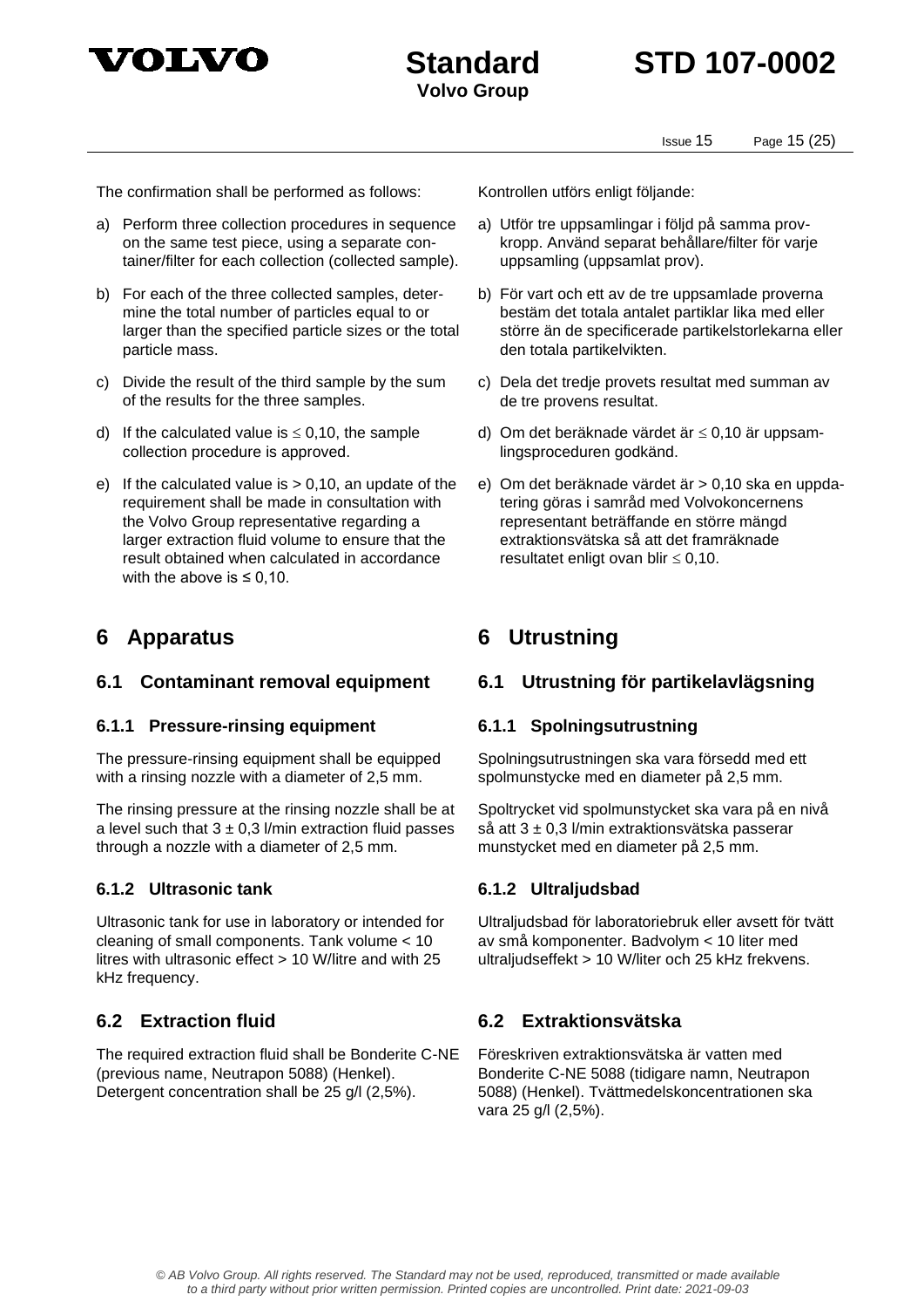The confirmation shall be performed as follows:

a) Perform three collection procedures in sequence on the same test piece, using a separate container/filter for each collection (collected sample).

b) For each of the three collected samples, determine the total number of particles equal to or larger than the specified particle sizes or the total particle mass.

c) Divide the result of the third sample by the sum of the results for the three samples.

d) If the calculated value is ≤ 0,10, the sample collection procedure is approved.

e) If the calculated value is > 0,10, an update of the requirement shall be made in consultation with the Volvo Group representative regarding a larger extraction fluid volume to ensure that the result obtained when calculated in accordance with the above is ≤ 0,10.

Kontrollen utförs enligt följande:

a) Utför tre uppsamlingar i följd på samma provkropp. Använd separat behållare/filter för varje uppsamling (uppsamlat prov).

b) För vart och ett av de tre uppsamlade proverna bestäm det totala antalet partiklar lika med eller större än de specificerade partikelstorlekarna eller den totala partikelvikten.

c) Dela det tredje provets resultat med summan av de tre provens resultat.

d) Om det beräknade värdet är ≤ 0,10 är uppsamlingsproceduren godkänd.

e) Om det beräknade värdet är > 0,10 ska en uppdatering göras i samråd med Volvokoncernens representant beträffande en större mängd extraktionsvätska så att det framräknade resultatet enligt ovan blir ≤ 0,10.

# 6 Apparatus

## 6.1 Contaminant removal equipment

### 6.1.1 Pressure-rinsing equipment

The pressure-rinsing equipment shall be equipped with a rinsing nozzle with a diameter of 2,5 mm.

The rinsing pressure at the rinsing nozzle shall be at a level such that 3 ± 0,3 l/min extraction fluid passes through a nozzle with a diameter of 2,5 mm.

### 6.1.2 Ultrasonic tank

Ultrasonic tank for use in laboratory or intended for cleaning of small components. Tank volume < 10 litres with ultrasonic effect > 10 W/litre and with 25 kHz frequency.

## 6.2 Extraction fluid

The required extraction fluid shall be Bonderite C-NE (previous name, Neutrapon 5088) (Henkel). Detergent concentration shall be 25 g/l (2,5%).

# 6 Utrustning

## 6.1 Utrustning för partikelavlägsning

### 6.1.1 Spolningsutrustning

Spolningsutrustningen ska vara försedd med ett spolmunstycke med en diameter på 2,5 mm.

Spoltrycket vid spolmunstycket ska vara på en nivå så att 3 ± 0,3 l/min extraktionsvätska passerar munstycket med en diameter på 2,5 mm.

### 6.1.2 Ultraljudsbad

Ultraljudsbad för laboratoriebruk eller avsett för tvätt av små komponenter. Badvolym < 10 liter med ultraljudseffekt > 10 W/liter och 25 kHz frekvens.

## 6.2 Extraktionsvätska

Föreskriven extraktionsvätska är vatten med Bonderite C-NE 5088 (tidigare namn, Neutrapon 5088) (Henkel). Tvättmedelskoncentrationen ska vara 25 g/l (2,5%).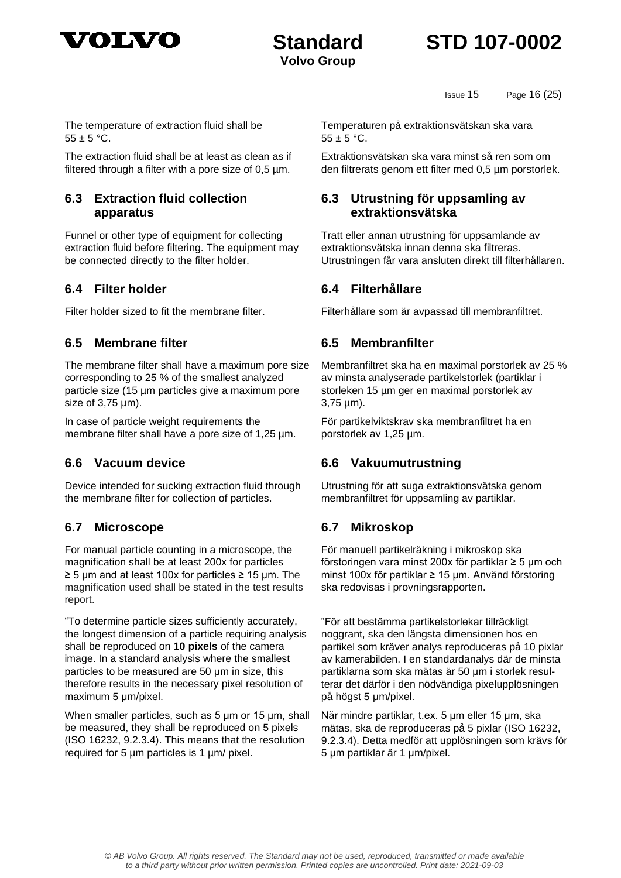The temperature of extraction fluid shall be 55 ± 5 °C.

The extraction fluid shall be at least as clean as if filtered through a filter with a pore size of 0,5 µm.

## 6.3 Extraction fluid collection apparatus

Funnel or other type of equipment for collecting extraction fluid before filtering. The equipment may be connected directly to the filter holder.

## 6.4 Filter holder

Filter holder sized to fit the membrane filter.

## 6.5 Membrane filter

The membrane filter shall have a maximum pore size corresponding to 25 % of the smallest analyzed particle size (15 µm particles give a maximum pore size of 3,75 µm).

In case of particle weight requirements the membrane filter shall have a pore size of 1,25 µm.

## 6.6 Vacuum device

Device intended for sucking extraction fluid through the membrane filter for collection of particles.

## 6.7 Microscope

For manual particle counting in a microscope, the magnification shall be at least 200x for particles ≥ 5 µm and at least 100x for particles ≥ 15 µm. The magnification used shall be stated in the test results report.

“To determine particle sizes sufficiently accurately, the longest dimension of a particle requiring analysis shall be reproduced on **10 pixels** of the camera image. In a standard analysis where the smallest particles to be measured are 50 µm in size, this therefore results in the necessary pixel resolution of maximum 5 µm/pixel.

When smaller particles, such as 5 µm or 15 µm, shall be measured, they shall be reproduced on 5 pixels (ISO 16232, 9.2.3.4). This means that the resolution required for 5 µm particles is 1 µm/ pixel.

---

Temperaturen på extraktionsvätskan ska vara 55 ± 5 °C.

Extraktionsvätskan ska vara minst så ren som om den filtrerats genom ett filter med 0,5 µm porstorlek.

## 6.3 Utrustning för uppsamling av extraktionsvätska

Tratt eller annan utrustning för uppsamlande av extraktionsvätska innan denna ska filtreras. Utrustningen får vara ansluten direkt till filterhållaren.

## 6.4 Filterhållare

Filterhållare som är avpassad till membranfiltret.

## 6.5 Membranfilter

Membranfiltret ska ha en maximal porstorlek av 25 % av minsta analyserade partikelstorlek (partiklar i storleken 15 µm ger en maximal porstorlek av 3,75 µm).

För partikelviktskrav ska membranfiltret ha en porstorlek av 1,25 µm.

## 6.6 Vakuumutrustning

Utrustning för att suga extraktionsvätska genom membranfiltret för uppsamling av partiklar.

## 6.7 Mikroskop

För manuell partikelräkning i mikroskop ska förstoringen vara minst 200x för partiklar ≥ 5 µm och minst 100x för partiklar ≥ 15 µm. Använd förstoring ska redovisas i provningsrapporten.

”För att bestämma partikelstorlekar tillräckligt noggrant, ska den längsta dimensionen hos en partikel som kräver analys reproduceras på 10 pixlar av kamerabilden. I en standardanalys där de minsta partiklarna som ska mätas är 50 µm i storlek resulterar det därför i den nödvändiga pixelupplösningen på högst 5 µm/pixel.

När mindre partiklar, t.ex. 5 µm eller 15 µm, ska mätas, ska de reproduceras på 5 pixlar (ISO 16232, 9.2.3.4). Detta medför att upplösningen som krävs för 5 µm partiklar är 1 µm/pixel.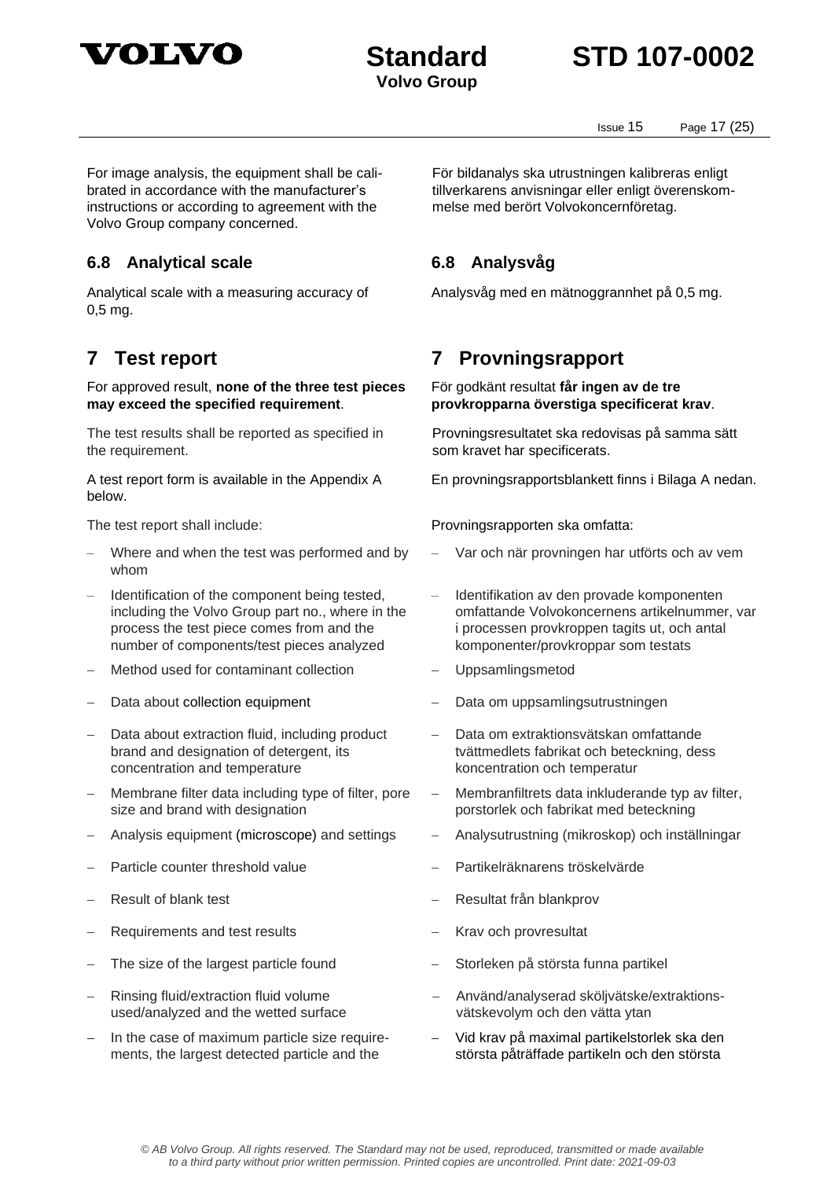For image analysis, the equipment shall be calibrated in accordance with the manufacturer's instructions or according to agreement with the Volvo Group company concerned.

För bildanalys ska utrustningen kalibreras enligt tillverkarens anvisningar eller enligt överenskommelse med berört Volvokoncernföretag.

### 6.8 Analytical scale

### 6.8 Analysvåg

Analytical scale with a measuring accuracy of 0,5 mg.

Analysvåg med en mätnoggrannhet på 0,5 mg.

## 7 Test report

## 7 Provningsrapport

For approved result, **none of the three test pieces may exceed the specified requirement**.

För godkänt resultat **får ingen av de tre provkropparna överstiga specificerat krav**.

The test results shall be reported as specified in the requirement.

Provningsresultatet ska redovisas på samma sätt som kravet har specificerats.

A test report form is available in the Appendix A below.

En provningsrapportsblankett finns i Bilaga A nedan.

The test report shall include:

- Where and when the test was performed and by whom
- Identification of the component being tested, including the Volvo Group part no., where in the process the test piece comes from and the number of components/test pieces analyzed
- Method used for contaminant collection
- Data about collection equipment
- Data about extraction fluid, including product brand and designation of detergent, its concentration and temperature
- Membrane filter data including type of filter, pore size and brand with designation
- Analysis equipment (microscope) and settings
- Particle counter threshold value
- Result of blank test
- Requirements and test results
- The size of the largest particle found
- Rinsing fluid/extraction fluid volume used/analyzed and the wetted surface
- In the case of maximum particle size requirements, the largest detected particle and the

Provningsrapporten ska omfatta:

- Var och när provningen har utförts och av vem
- Identifikation av den provade komponenten omfattande Volvokoncernens artikelnummer, var i processen provkroppen tagits ut, och antal komponenter/provkroppar som testats
- Uppsamlingsmetod
- Data om uppsamlingsutrustningen
- Data om extraktionsvätskan omfattande tvättmedlets fabrikat och beteckning, dess koncentration och temperatur
- Membranfiltrets data inkluderande typ av filter, porstorlek och fabrikat med beteckning
- Analysutrustning (mikroskop) och inställningar
- Partikelräknarens tröskelvärde
- Resultat från blankprov
- Krav och provresultat
- Storleken på största funna partikel
- Använd/analyserad sköljvätske/extraktionsvätskevolym och den vätta ytan
- Vid krav på maximal partikelstorlek ska den största påträffade partikeln och den största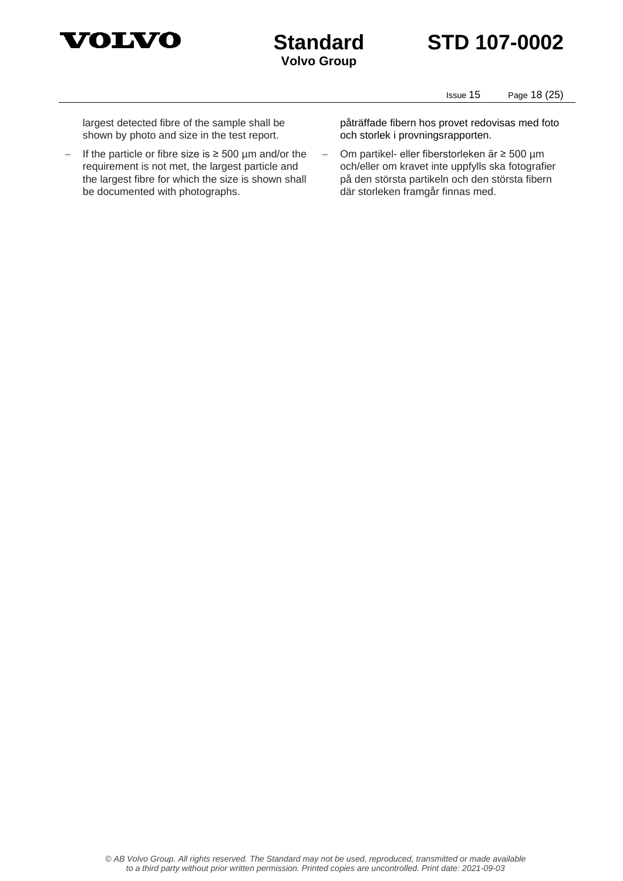largest detected fibre of the sample shall be shown by photo and size in the test report.

- If the particle or fibre size is ≥ 500 µm and/or the requirement is not met, the largest particle and the largest fibre for which the size is shown shall be documented with photographs.

påträffade fibern hos provet redovisas med foto och storlek i provningsrapporten.

- Om partikel- eller fiberstorleken är ≥ 500 µm och/eller om kravet inte uppfylls ska fotografier på den största partikeln och den största fibern där storleken framgår finnas med.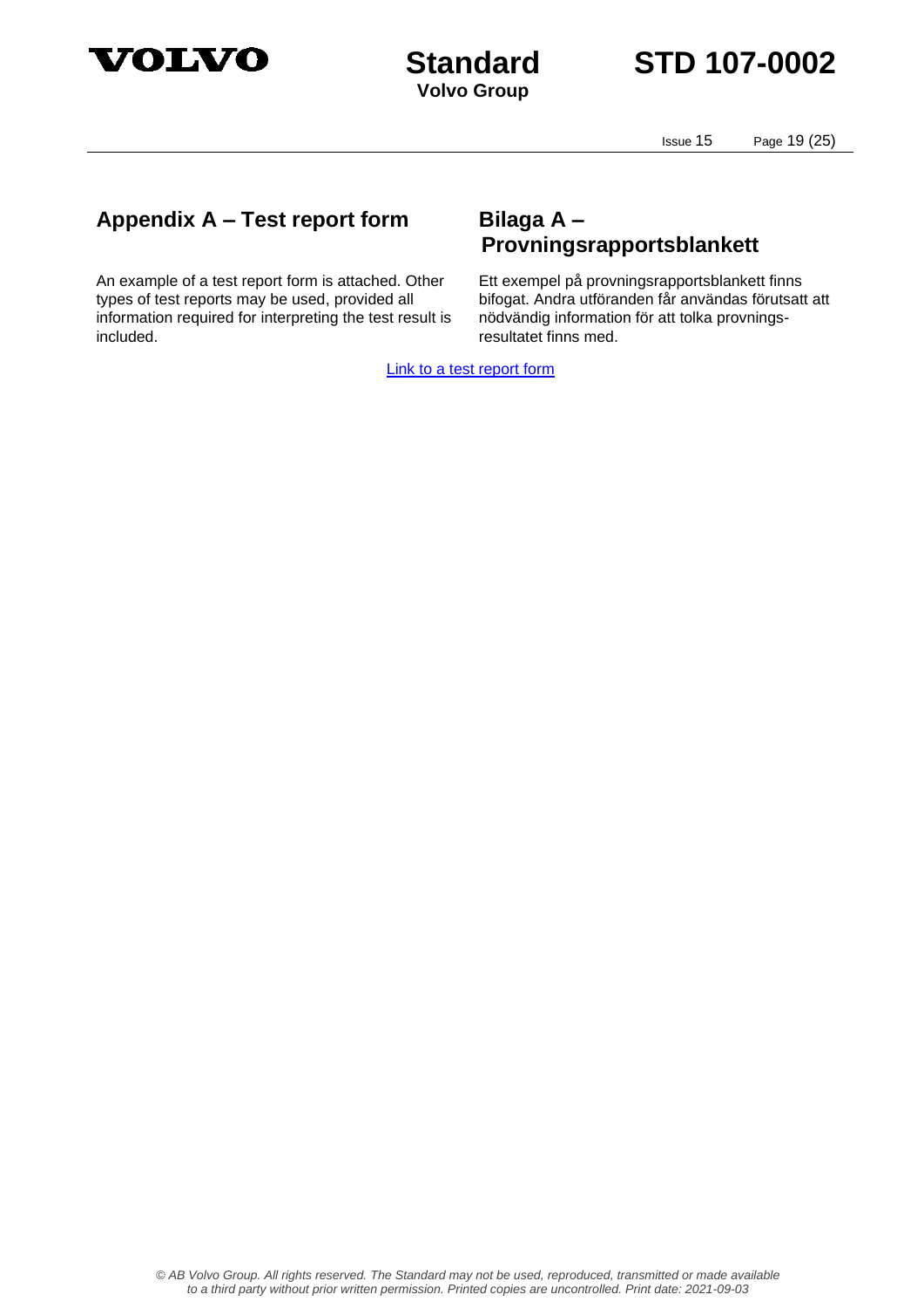## Appendix A – Test report form

An example of a test report form is attached. Other types of test reports may be used, provided all information required for interpreting the test result is included.

## Bilaga A – Provningsrapportsblankett

Ett exempel på provningsrapportsblankett finns bifogat. Andra utföranden får användas förutsatt att nödvändig information för att tolka provnings-resultatet finns med.

Link to a test report form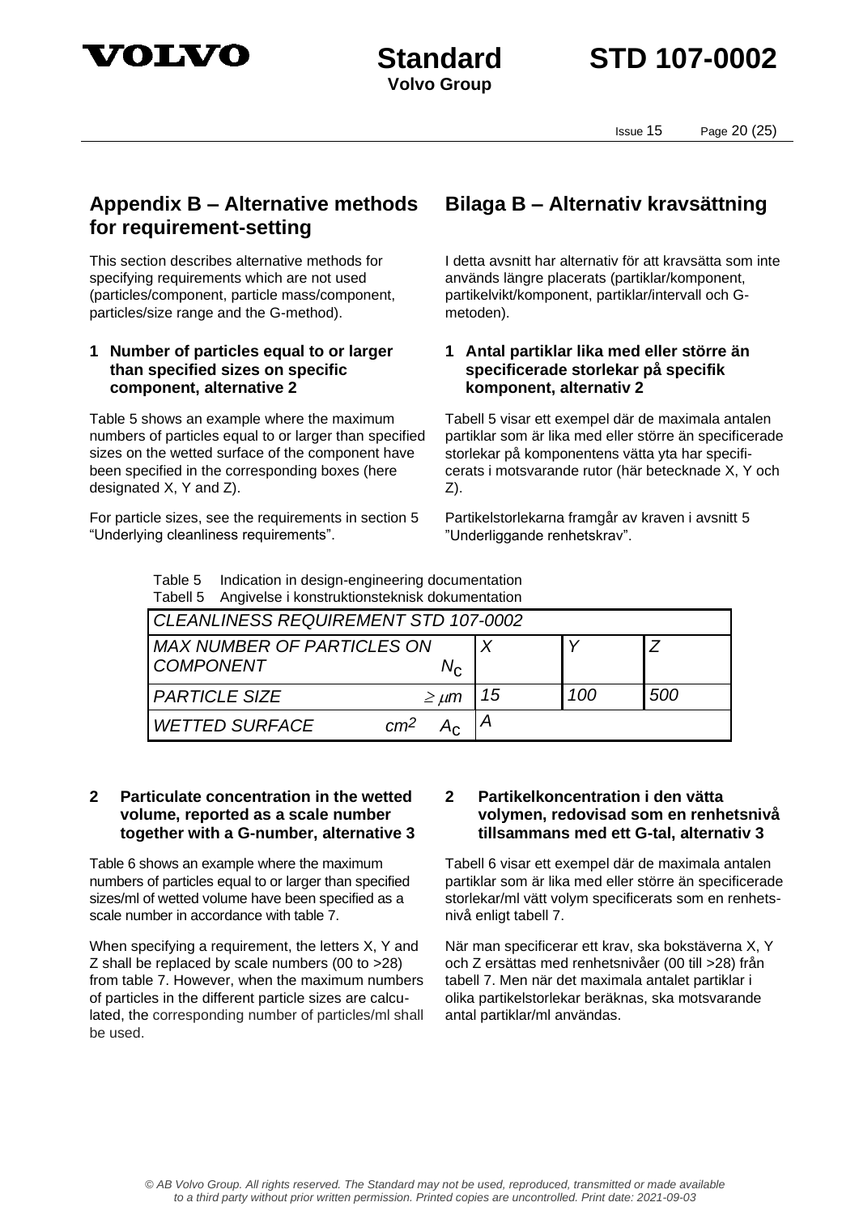## Appendix B – Alternative methods for requirement-setting

This section describes alternative methods for specifying requirements which are not used (particles/component, particle mass/component, particles/size range and the G-method).

### 1 Number of particles equal to or larger than specified sizes on specific component, alternative 2

Table 5 shows an example where the maximum numbers of particles equal to or larger than specified sizes on the wetted surface of the component have been specified in the corresponding boxes (here designated X, Y and Z).

For particle sizes, see the requirements in section 5 "Underlying cleanliness requirements".

## Bilaga B – Alternativ kravsättning

I detta avsnitt har alternativ för att kravsätta som inte används längre placerats (partiklar/komponent, partikelvikt/komponent, partiklar/intervall och G-metoden).

### 1 Antal partiklar lika med eller större än specificerade storlekar på specifik komponent, alternativ 2

Tabell 5 visar ett exempel där de maximala antalen partiklar som är lika med eller större än specificerade storlekar på komponentens vätta yta har specificerats i motsvarande rutor (här betecknade X, Y och Z).

Partikelstorlekarna framgår av kraven i avsnitt 5 "Underliggande renhetskrav".

Table 5 Indication in design-engineering documentation
Tabell 5 Angivelse i konstruktionsteknisk dokumentation

| *CLEANLINESS REQUIREMENT STD 107-0002* | | | |
|---|---|---|---|
| *MAX NUMBER OF PARTICLES ON COMPONENT* $N_C$ | *X* | *Y* | *Z* |
| *PARTICLE SIZE* $\geq \mu m$ | *15* | *100* | *500* |
| *WETTED SURFACE* $cm^2$ $A_C$ | *A* | | |

### 2 Particulate concentration in the wetted volume, reported as a scale number together with a G-number, alternative 3

Table 6 shows an example where the maximum numbers of particles equal to or larger than specified sizes/ml of wetted volume have been specified as a scale number in accordance with table 7.

When specifying a requirement, the letters X, Y and Z shall be replaced by scale numbers (00 to >28) from table 7. However, when the maximum numbers of particles in the different particle sizes are calculated, the corresponding number of particles/ml shall be used.

### 2 Partikelkoncentration i den vätta volymen, redovisad som en renhetsnivå tillsammans med ett G-tal, alternativ 3

Tabell 6 visar ett exempel där de maximala antalen partiklar som är lika med eller större än specificerade storlekar/ml vätt volym specificerats som en renhetsnivå enligt tabell 7.

När man specificerar ett krav, ska bokstäverna X, Y och Z ersättas med renhetsnivåer (00 till >28) från tabell 7. Men när det maximala antalet partiklar i olika partikelstorlekar beräknas, ska motsvarande antal partiklar/ml användas.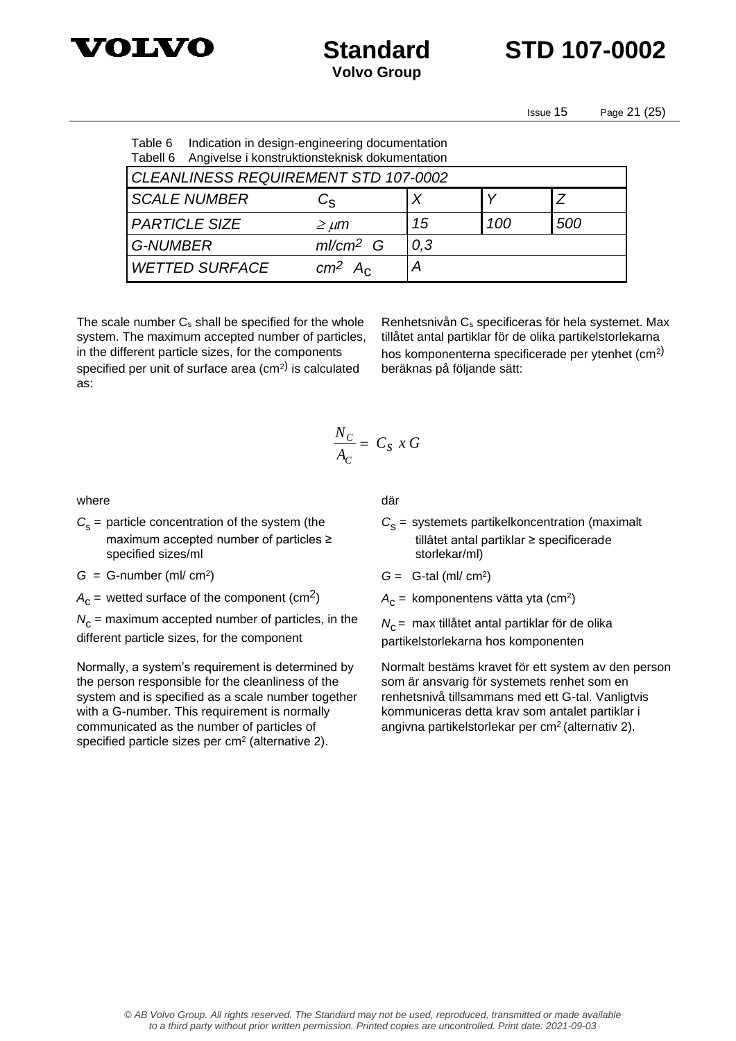Table 6 Indication in design-engineering documentation
Tabell 6 Angivelse i konstruktionsteknisk dokumentation

| *CLEANLINESS REQUIREMENT STD 107-0002* | | | | |
|---|---|---|---|---|
| *SCALE NUMBER* | $C_S$ | *X* | *Y* | *Z* |
| *PARTICLE SIZE* | $\geq \mu m$ | *15* | *100* | *500* |
| *G-NUMBER* | $ml/cm^2$ *G* | *0,3* | | |
| *WETTED SURFACE* | $cm^2$ $A_C$ | *A* | | |

The scale number $C_s$ shall be specified for the whole system. The maximum accepted number of particles, in the different particle sizes, for the components specified per unit of surface area ($cm^2$) is calculated as:

Renhetsnivån $C_s$ specificeras för hela systemet. Max tillåtet antal partiklar för de olika partikelstorlekarna hos komponenterna specificerade per ytenhet ($cm^2$) beräknas på följande sätt:

$$\frac{N_C}{A_C} = C_S \ x \ G$$

where

$C_s$ = particle concentration of the system (the maximum accepted number of particles ≥ specified sizes/ml

$G$ = G-number (ml/ $cm^2$)

$A_c$ = wetted surface of the component ($cm^2$)

$N_c$ = maximum accepted number of particles, in the different particle sizes, for the component

Normally, a system's requirement is determined by the person responsible for the cleanliness of the system and is specified as a scale number together with a G-number. This requirement is normally communicated as the number of particles of specified particle sizes per $cm^2$ (alternative 2).

där

$C_s$ = systemets partikelkoncentration (maximalt tillåtet antal partiklar ≥ specificerade storlekar/ml)

$G$ = G-tal (ml/ $cm^2$)

$A_c$ = komponentens vätta yta ($cm^2$)

$N_c$ = max tillåtet antal partiklar för de olika partikelstorlekarna hos komponenten

Normalt bestäms kravet för ett system av den person som är ansvarig för systemets renhet som en renhetsnivå tillsammans med ett G-tal. Vanligtvis kommuniceras detta krav som antalet partiklar i angivna partikelstorlekar per $cm^2$ (alternativ 2).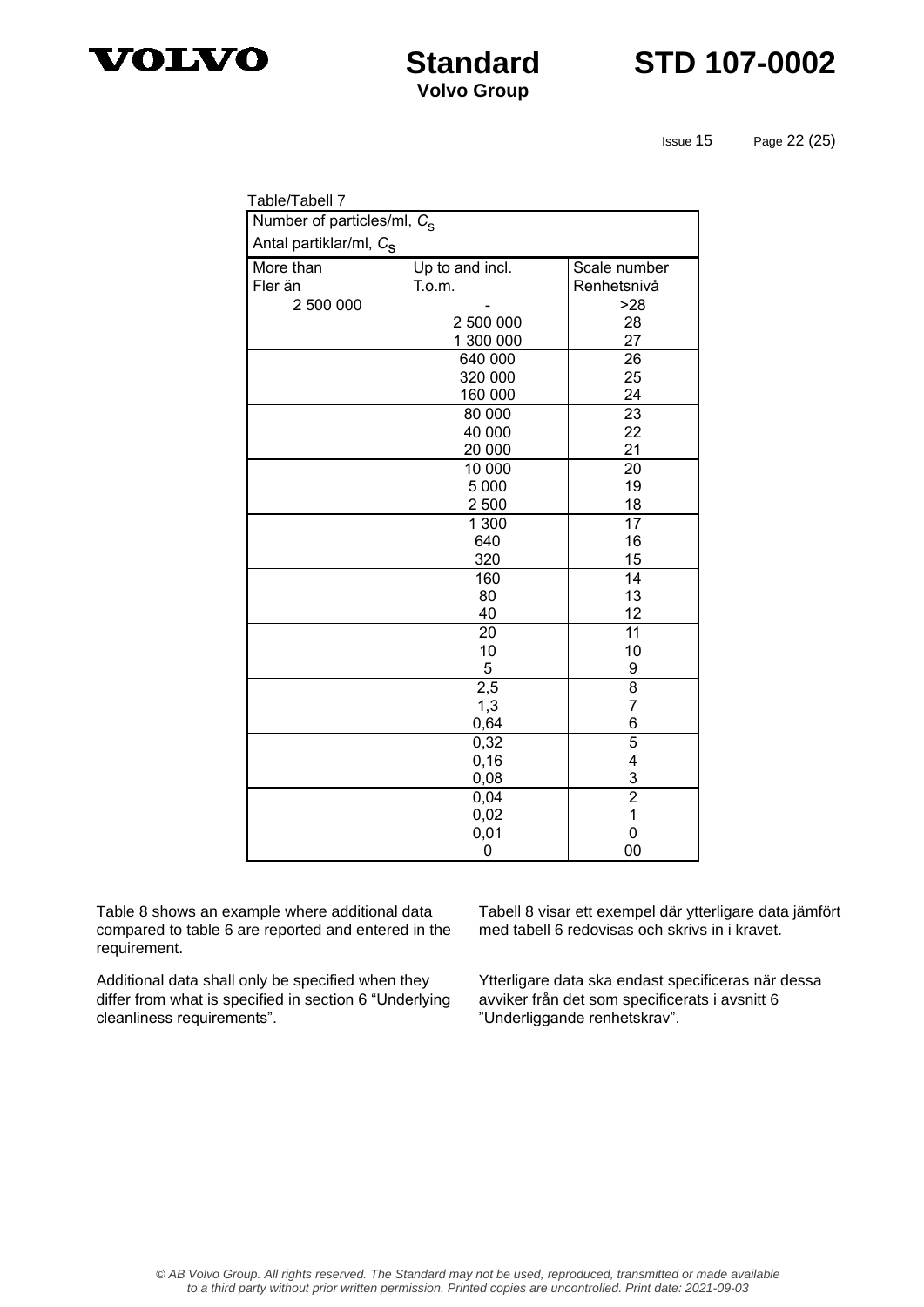Table/Tabell 7

| Number of particles/ml, $C_S$<br>Antal partiklar/ml, $C_S$ | | |
|---|---|---|
| More than<br>Fler än | Up to and incl.<br>T.o.m. | Scale number<br>Renhetsnivå |
| 2 500 000 | - | >28 |
| | 2 500 000 | 28 |
| | 1 300 000 | 27 |
| | 640 000 | 26 |
| | 320 000 | 25 |
| | 160 000 | 24 |
| | 80 000 | 23 |
| | 40 000 | 22 |
| | 20 000 | 21 |
| | 10 000 | 20 |
| | 5 000 | 19 |
| | 2 500 | 18 |
| | 1 300 | 17 |
| | 640 | 16 |
| | 320 | 15 |
| | 160 | 14 |
| | 80 | 13 |
| | 40 | 12 |
| | 20 | 11 |
| | 10 | 10 |
| | 5 | 9 |
| | 2,5 | 8 |
| | 1,3 | 7 |
| | 0,64 | 6 |
| | 0,32 | 5 |
| | 0,16 | 4 |
| | 0,08 | 3 |
| | 0,04 | 2 |
| | 0,02 | 1 |
| | 0,01 | 0 |
| | 0 | 00 |

Table 8 shows an example where additional data compared to table 6 are reported and entered in the requirement.

Additional data shall only be specified when they differ from what is specified in section 6 “Underlying cleanliness requirements”.

Tabell 8 visar ett exempel där ytterligare data jämfört med tabell 6 redovisas och skrivs in i kravet.

Ytterligare data ska endast specificeras när dessa avviker från det som specificerats i avsnitt 6 ”Underliggande renhetskrav”.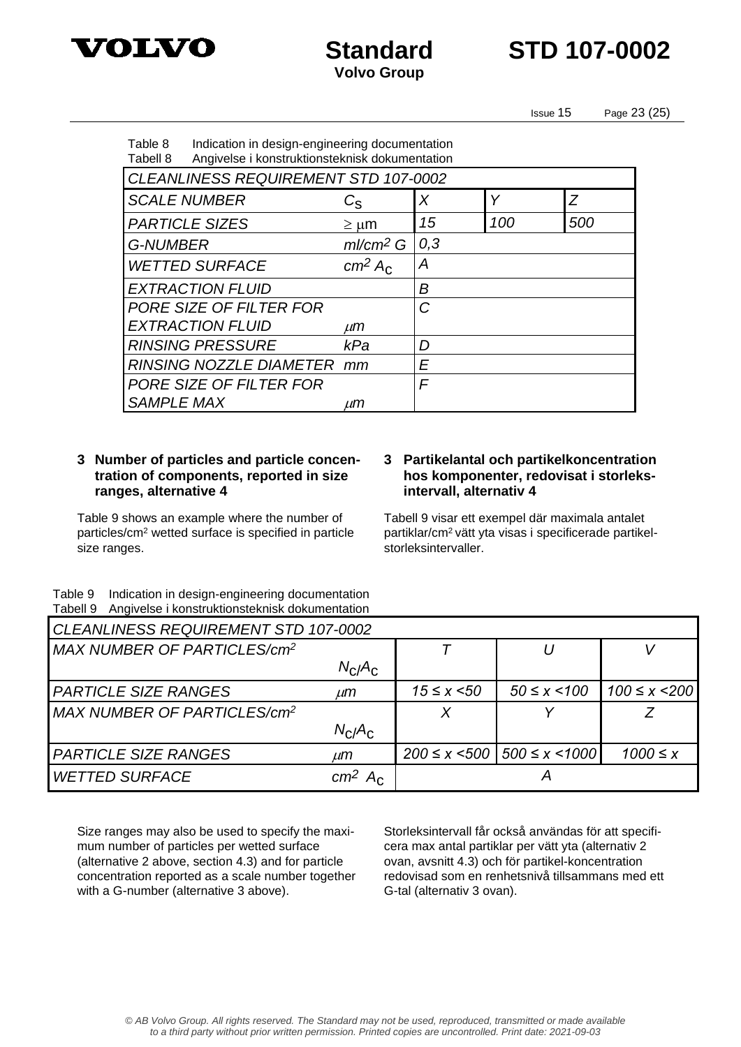Table 8 Indication in design-engineering documentation
Tabell 8 Angivelse i konstruktionsteknisk dokumentation

| *CLEANLINESS REQUIREMENT STD 107-0002* | | | | |
|---|---|---|---|---|
| *SCALE NUMBER* | $C_S$ | *X* | *Y* | *Z* |
| *PARTICLE SIZES* | $\geq \mu m$ | *15* | *100* | *500* |
| *G-NUMBER* | *ml/cm² G* | *0,3* | | |
| *WETTED SURFACE* | $cm^2$ $A_C$ | *A* | | |
| *EXTRACTION FLUID* | | *B* | | |
| *PORE SIZE OF FILTER FOR EXTRACTION FLUID* | $\mu m$ | *C* | | |
| *RINSING PRESSURE* | *kPa* | *D* | | |
| *RINSING NOZZLE DIAMETER* | *mm* | *E* | | |
| *PORE SIZE OF FILTER FOR SAMPLE MAX* | $\mu m$ | *F* | | |

**3 Number of particles and particle concentration of components, reported in size ranges, alternative 4**

Table 9 shows an example where the number of particles/cm² wetted surface is specified in particle size ranges.

**3 Partikelantal och partikelkoncentration hos komponenter, redovisat i storleksintervall, alternativ 4**

Tabell 9 visar ett exempel där maximala antalet partiklar/cm² vätt yta visas i specificerade partikelstorleksintervaller.

Table 9 Indication in design-engineering documentation
Tabell 9 Angivelse i konstruktionsteknisk dokumentation

| *CLEANLINESS REQUIREMENT STD 107-0002* | | | | |
|---|---|---|---|---|
| *MAX NUMBER OF PARTICLES/cm²* | $N_C/A_C$ | *T* | *U* | *V* |
| *PARTICLE SIZE RANGES* | $\mu m$ | *15 ≤ x <50* | *50 ≤ x <100* | *100 ≤ x <200* |
| *MAX NUMBER OF PARTICLES/cm²* | $N_C/A_C$ | *X* | *Y* | *Z* |
| *PARTICLE SIZE RANGES* | $\mu m$ | *200 ≤ x <500* | *500 ≤ x <1000* | *1000 ≤ x* |
| *WETTED SURFACE* | $cm^2$ $A_C$ | *A* | | |

Size ranges may also be used to specify the maximum number of particles per wetted surface (alternative 2 above, section 4.3) and for particle concentration reported as a scale number together with a G-number (alternative 3 above).

Storleksintervall får också användas för att specificera max antal partiklar per vätt yta (alternativ 2 ovan, avsnitt 4.3) och för partikel-koncentration redovisad som en renhetsnivå tillsammans med ett G-tal (alternativ 3 ovan).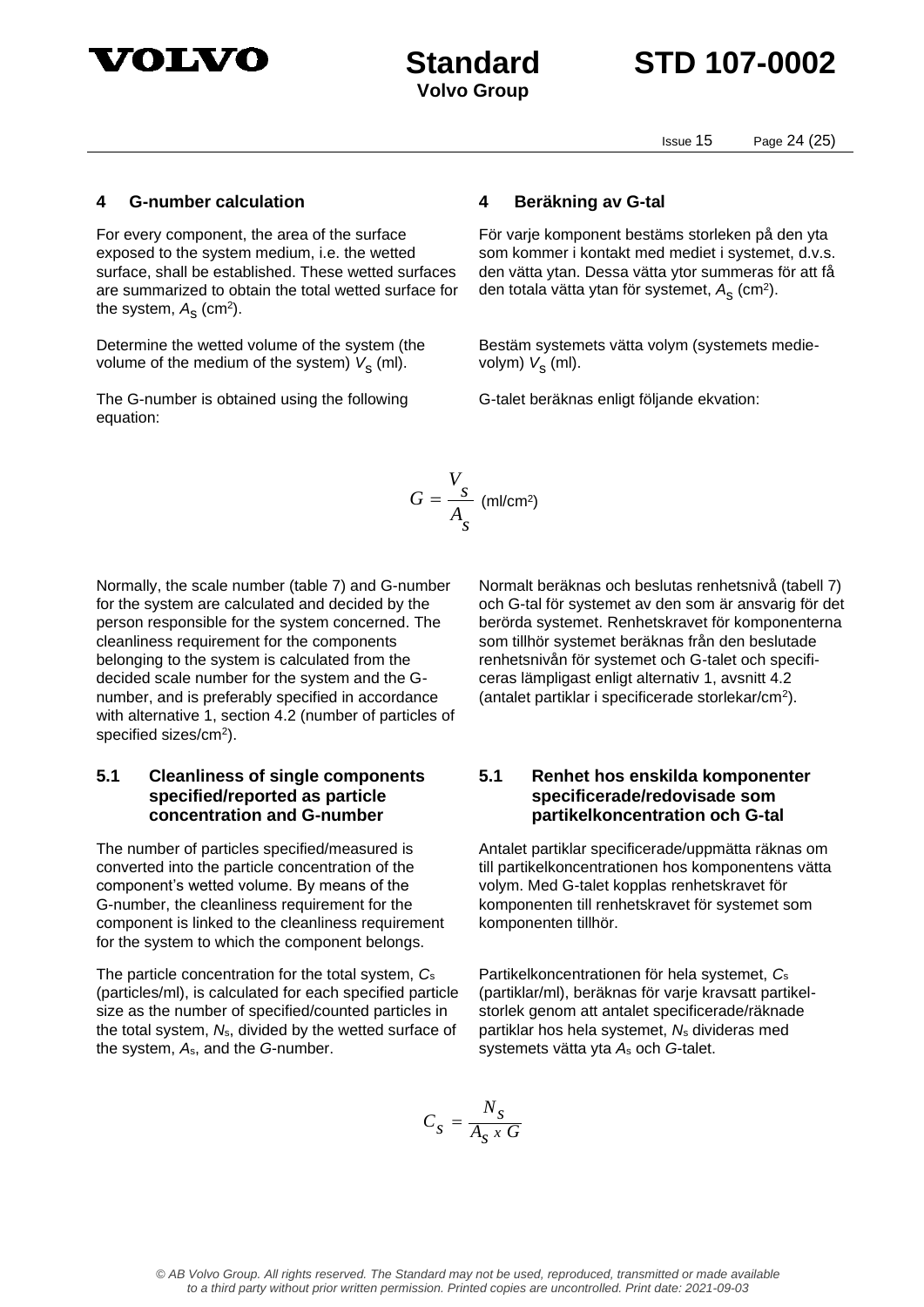## 4 G-number calculation

For every component, the area of the surface exposed to the system medium, i.e. the wetted surface, shall be established. These wetted surfaces are summarized to obtain the total wetted surface for the system, $A_S$ (cm²).

Determine the wetted volume of the system (the volume of the medium of the system) $V_S$ (ml).

The G-number is obtained using the following equation:

## 4 Beräkning av G-tal

För varje komponent bestäms storleken på den yta som kommer i kontakt med mediet i systemet, d.v.s. den vätta ytan. Dessa vätta ytor summeras för att få den totala vätta ytan för systemet, $A_S$ (cm²).

Bestäm systemets vätta volym (systemets medievolym) $V_S$ (ml).

G-talet beräknas enligt följande ekvation:

$$G = \frac{V_S}{A_S} \text{ (ml/cm}^2\text{)}$$

Normally, the scale number (table 7) and G-number for the system are calculated and decided by the person responsible for the system concerned. The cleanliness requirement for the components belonging to the system is calculated from the decided scale number for the system and the G-number, and is preferably specified in accordance with alternative 1, section 4.2 (number of particles of specified sizes/cm²).

Normalt beräknas och beslutas renhetsnivå (tabell 7) och G-tal för systemet av den som är ansvarig för det berörda systemet. Renhetskravet för komponenterna som tillhör systemet beräknas från den beslutade renhetsnivån för systemet och G-talet och specificeras lämpligast enligt alternativ 1, avsnitt 4.2 (antalet partiklar i specificerade storlekar/cm²).

### 5.1 Cleanliness of single components specified/reported as particle concentration and G-number

The number of particles specified/measured is converted into the particle concentration of the component's wetted volume. By means of the G-number, the cleanliness requirement for the component is linked to the cleanliness requirement for the system to which the component belongs.

The particle concentration for the total system, $C_s$ (particles/ml), is calculated for each specified particle size as the number of specified/counted particles in the total system, $N_s$, divided by the wetted surface of the system, $A_s$, and the *G*-number.

### 5.1 Renhet hos enskilda komponenter specificerade/redovisade som partikelkoncentration och G-tal

Antalet partiklar specificerade/uppmätta räknas om till partikelkoncentrationen hos komponentens vätta volym. Med G-talet kopplas renhetskravet för komponenten till renhetskravet för systemet som komponenten tillhör.

Partikelkoncentrationen för hela systemet, $C_s$ (partiklar/ml), beräknas för varje kravsatt partikelstorlek genom att antalet specificerade/räknade partiklar hos hela systemet, $N_s$ divideras med systemets vätta yta $A_s$ och *G*-talet.

$$C_S = \frac{N_S}{A_S \times G}$$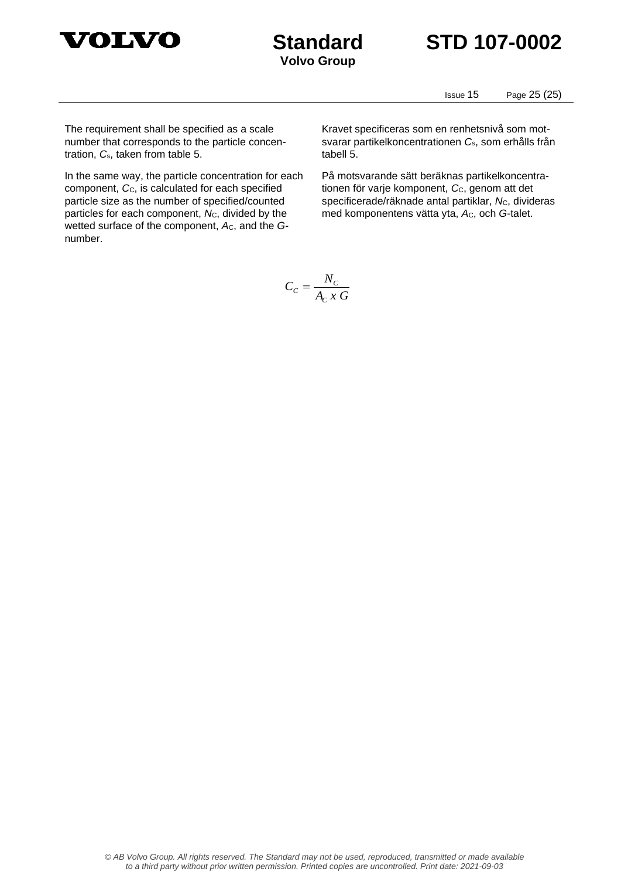The requirement shall be specified as a scale number that corresponds to the particle concentration, $C_s$, taken from table 5.

In the same way, the particle concentration for each component, $C_C$, is calculated for each specified particle size as the number of specified/counted particles for each component, $N_C$, divided by the wetted surface of the component, $A_C$, and the *G*-number.

Kravet specificeras som en renhetsnivå som motsvarar partikelkoncentrationen $C_s$, som erhålls från tabell 5.

På motsvarande sätt beräknas partikelkoncentrationen för varje komponent, $C_C$, genom att det specificerade/räknade antal partiklar, $N_C$, divideras med komponentens vätta yta, $A_C$, och *G*-talet.

$$C_C = \frac{N_C}{A_C \; x \; G}$$